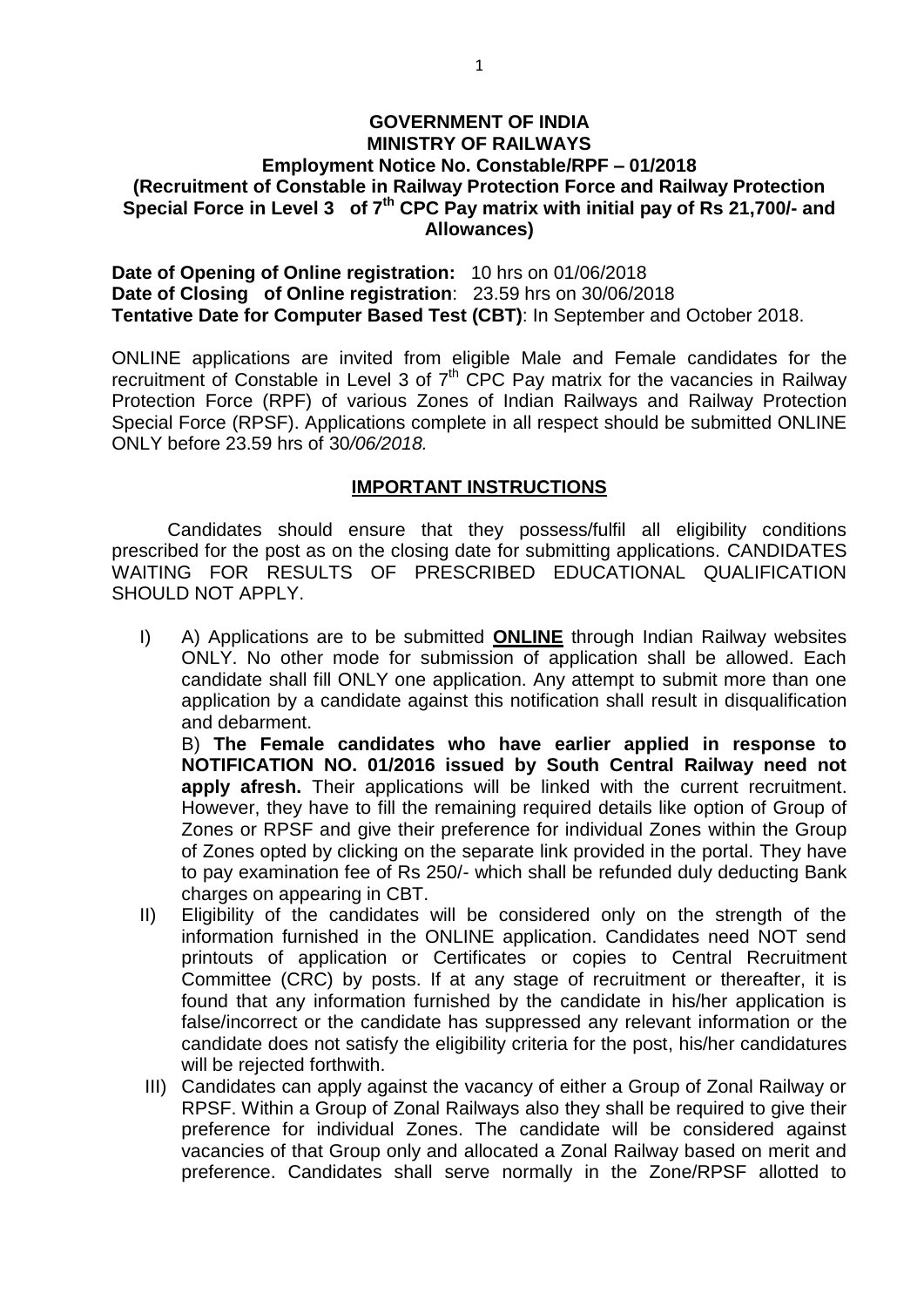**GOVERNMENT OF INDIA**
**MINISTRY OF RAILWAYS**
**Employment Notice No. Constable/RPF – 01/2018**
**(Recruitment of Constable in Railway Protection Force and Railway Protection Special Force in Level 3 of 7th CPC Pay matrix with initial pay of Rs 21,700/- and Allowances)**

**Date of Opening of Online registration:** 10 hrs on 01/06/2018
**Date of Closing of Online registration**: 23.59 hrs on 30/06/2018
**Tentative Date for Computer Based Test (CBT)**: In September and October 2018.

ONLINE applications are invited from eligible Male and Female candidates for the recruitment of Constable in Level 3 of 7th CPC Pay matrix for the vacancies in Railway Protection Force (RPF) of various Zones of Indian Railways and Railway Protection Special Force (RPSF). Applications complete in all respect should be submitted ONLINE ONLY before 23.59 hrs of 30*/06/2018.*

## IMPORTANT INSTRUCTIONS

Candidates should ensure that they possess/fulfil all eligibility conditions prescribed for the post as on the closing date for submitting applications. CANDIDATES WAITING FOR RESULTS OF PRESCRIBED EDUCATIONAL QUALIFICATION SHOULD NOT APPLY.

I) A) Applications are to be submitted **ONLINE** through Indian Railway websites ONLY. No other mode for submission of application shall be allowed. Each candidate shall fill ONLY one application. Any attempt to submit more than one application by a candidate against this notification shall result in disqualification and debarment.

B) **The Female candidates who have earlier applied in response to NOTIFICATION NO. 01/2016 issued by South Central Railway need not apply afresh.** Their applications will be linked with the current recruitment. However, they have to fill the remaining required details like option of Group of Zones or RPSF and give their preference for individual Zones within the Group of Zones opted by clicking on the separate link provided in the portal. They have to pay examination fee of Rs 250/- which shall be refunded duly deducting Bank charges on appearing in CBT.

II) Eligibility of the candidates will be considered only on the strength of the information furnished in the ONLINE application. Candidates need NOT send printouts of application or Certificates or copies to Central Recruitment Committee (CRC) by posts. If at any stage of recruitment or thereafter, it is found that any information furnished by the candidate in his/her application is false/incorrect or the candidate has suppressed any relevant information or the candidate does not satisfy the eligibility criteria for the post, his/her candidatures will be rejected forthwith.

III) Candidates can apply against the vacancy of either a Group of Zonal Railway or RPSF. Within a Group of Zonal Railways also they shall be required to give their preference for individual Zones. The candidate will be considered against vacancies of that Group only and allocated a Zonal Railway based on merit and preference. Candidates shall serve normally in the Zone/RPSF allotted to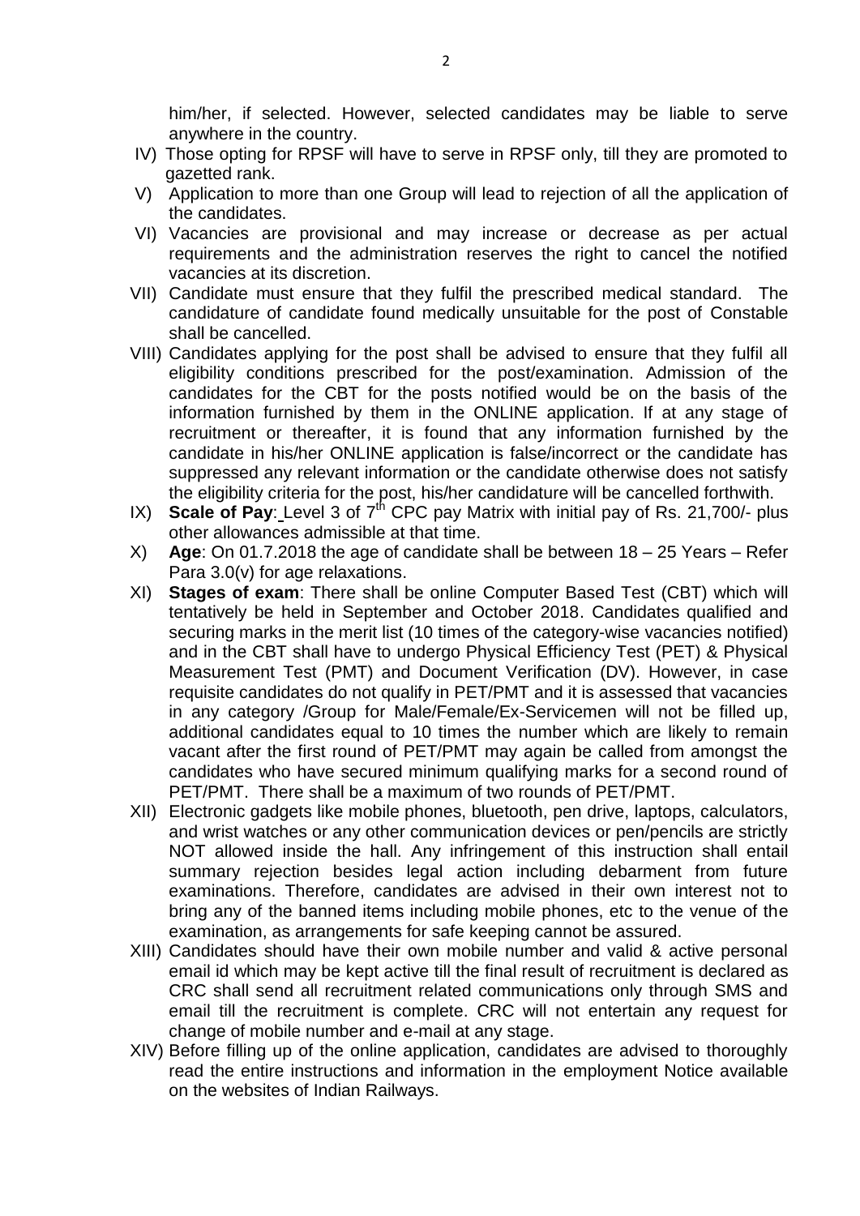him/her, if selected. However, selected candidates may be liable to serve anywhere in the country.

IV) Those opting for RPSF will have to serve in RPSF only, till they are promoted to gazetted rank.

V) Application to more than one Group will lead to rejection of all the application of the candidates.

VI) Vacancies are provisional and may increase or decrease as per actual requirements and the administration reserves the right to cancel the notified vacancies at its discretion.

VII) Candidate must ensure that they fulfil the prescribed medical standard. The candidature of candidate found medically unsuitable for the post of Constable shall be cancelled.

VIII) Candidates applying for the post shall be advised to ensure that they fulfil all eligibility conditions prescribed for the post/examination. Admission of the candidates for the CBT for the posts notified would be on the basis of the information furnished by them in the ONLINE application. If at any stage of recruitment or thereafter, it is found that any information furnished by the candidate in his/her ONLINE application is false/incorrect or the candidate has suppressed any relevant information or the candidate otherwise does not satisfy the eligibility criteria for the post, his/her candidature will be cancelled forthwith.

IX) **Scale of Pay**: Level 3 of 7th CPC pay Matrix with initial pay of Rs. 21,700/- plus other allowances admissible at that time.

X) **Age**: On 01.7.2018 the age of candidate shall be between 18 – 25 Years – Refer Para 3.0(v) for age relaxations.

XI) **Stages of exam**: There shall be online Computer Based Test (CBT) which will tentatively be held in September and October 2018. Candidates qualified and securing marks in the merit list (10 times of the category-wise vacancies notified) and in the CBT shall have to undergo Physical Efficiency Test (PET) & Physical Measurement Test (PMT) and Document Verification (DV). However, in case requisite candidates do not qualify in PET/PMT and it is assessed that vacancies in any category /Group for Male/Female/Ex-Servicemen will not be filled up, additional candidates equal to 10 times the number which are likely to remain vacant after the first round of PET/PMT may again be called from amongst the candidates who have secured minimum qualifying marks for a second round of PET/PMT. There shall be a maximum of two rounds of PET/PMT.

XII) Electronic gadgets like mobile phones, bluetooth, pen drive, laptops, calculators, and wrist watches or any other communication devices or pen/pencils are strictly NOT allowed inside the hall. Any infringement of this instruction shall entail summary rejection besides legal action including debarment from future examinations. Therefore, candidates are advised in their own interest not to bring any of the banned items including mobile phones, etc to the venue of the examination, as arrangements for safe keeping cannot be assured.

XIII) Candidates should have their own mobile number and valid & active personal email id which may be kept active till the final result of recruitment is declared as CRC shall send all recruitment related communications only through SMS and email till the recruitment is complete. CRC will not entertain any request for change of mobile number and e-mail at any stage.

XIV) Before filling up of the online application, candidates are advised to thoroughly read the entire instructions and information in the employment Notice available on the websites of Indian Railways.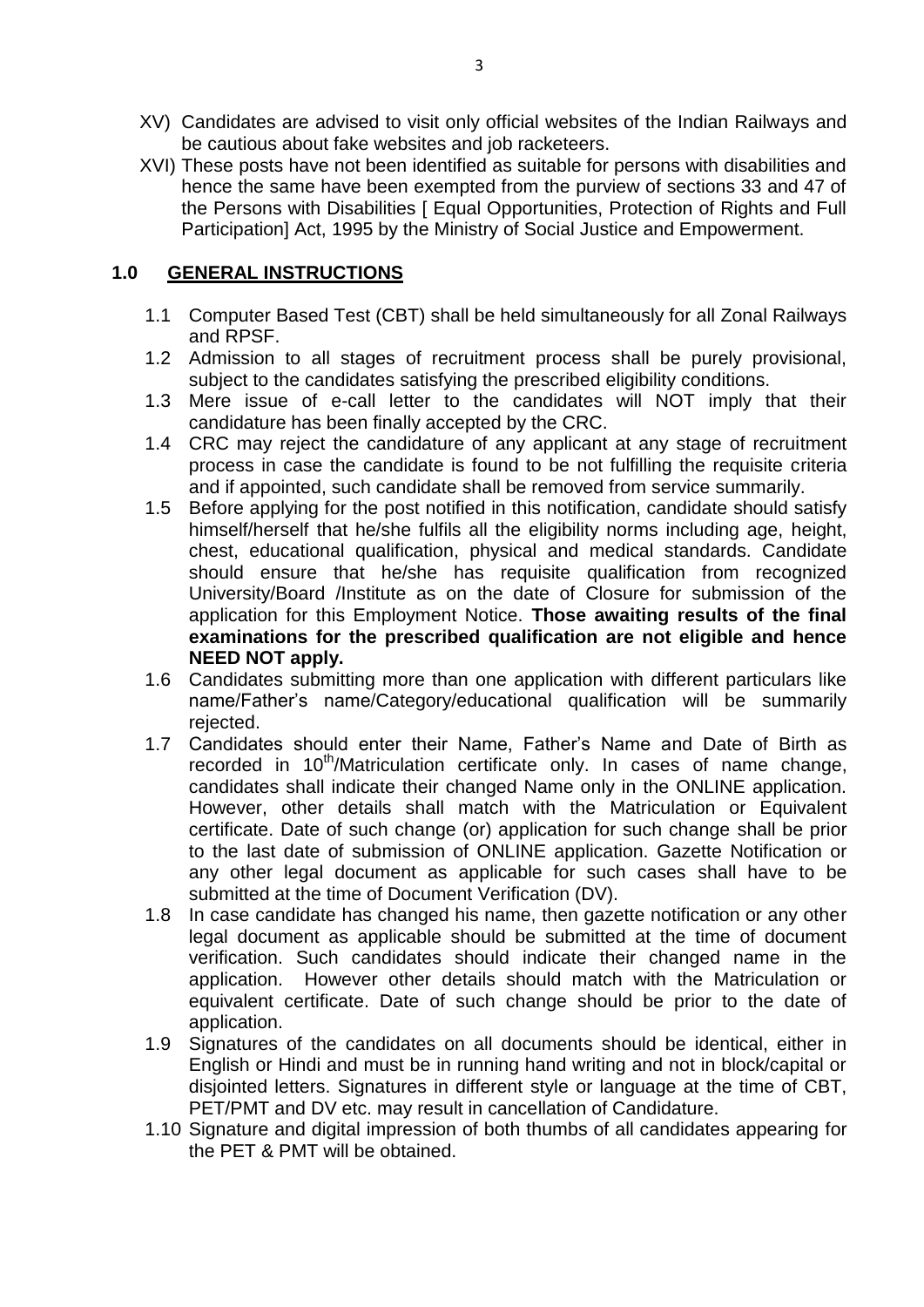XV) Candidates are advised to visit only official websites of the Indian Railways and be cautious about fake websites and job racketeers.

XVI) These posts have not been identified as suitable for persons with disabilities and hence the same have been exempted from the purview of sections 33 and 47 of the Persons with Disabilities [ Equal Opportunities, Protection of Rights and Full Participation] Act, 1995 by the Ministry of Social Justice and Empowerment.

## 1.0 GENERAL INSTRUCTIONS

1.1 Computer Based Test (CBT) shall be held simultaneously for all Zonal Railways and RPSF.

1.2 Admission to all stages of recruitment process shall be purely provisional, subject to the candidates satisfying the prescribed eligibility conditions.

1.3 Mere issue of e-call letter to the candidates will NOT imply that their candidature has been finally accepted by the CRC.

1.4 CRC may reject the candidature of any applicant at any stage of recruitment process in case the candidate is found to be not fulfilling the requisite criteria and if appointed, such candidate shall be removed from service summarily.

1.5 Before applying for the post notified in this notification, candidate should satisfy himself/herself that he/she fulfils all the eligibility norms including age, height, chest, educational qualification, physical and medical standards. Candidate should ensure that he/she has requisite qualification from recognized University/Board /Institute as on the date of Closure for submission of the application for this Employment Notice. **Those awaiting results of the final examinations for the prescribed qualification are not eligible and hence NEED NOT apply.**

1.6 Candidates submitting more than one application with different particulars like name/Father's name/Category/educational qualification will be summarily rejected.

1.7 Candidates should enter their Name, Father's Name and Date of Birth as recorded in 10th/Matriculation certificate only. In cases of name change, candidates shall indicate their changed Name only in the ONLINE application. However, other details shall match with the Matriculation or Equivalent certificate. Date of such change (or) application for such change shall be prior to the last date of submission of ONLINE application. Gazette Notification or any other legal document as applicable for such cases shall have to be submitted at the time of Document Verification (DV).

1.8 In case candidate has changed his name, then gazette notification or any other legal document as applicable should be submitted at the time of document verification. Such candidates should indicate their changed name in the application. However other details should match with the Matriculation or equivalent certificate. Date of such change should be prior to the date of application.

1.9 Signatures of the candidates on all documents should be identical, either in English or Hindi and must be in running hand writing and not in block/capital or disjointed letters. Signatures in different style or language at the time of CBT, PET/PMT and DV etc. may result in cancellation of Candidature.

1.10 Signature and digital impression of both thumbs of all candidates appearing for the PET & PMT will be obtained.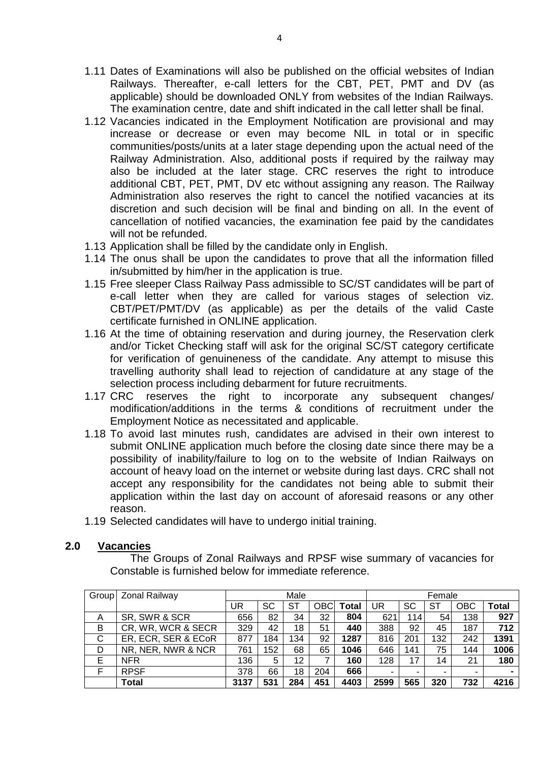1.11 Dates of Examinations will also be published on the official websites of Indian Railways. Thereafter, e-call letters for the CBT, PET, PMT and DV (as applicable) should be downloaded ONLY from websites of the Indian Railways. The examination centre, date and shift indicated in the call letter shall be final.

1.12 Vacancies indicated in the Employment Notification are provisional and may increase or decrease or even may become NIL in total or in specific communities/posts/units at a later stage depending upon the actual need of the Railway Administration. Also, additional posts if required by the railway may also be included at the later stage. CRC reserves the right to introduce additional CBT, PET, PMT, DV etc without assigning any reason. The Railway Administration also reserves the right to cancel the notified vacancies at its discretion and such decision will be final and binding on all. In the event of cancellation of notified vacancies, the examination fee paid by the candidates will not be refunded.

1.13 Application shall be filled by the candidate only in English.

1.14 The onus shall be upon the candidates to prove that all the information filled in/submitted by him/her in the application is true.

1.15 Free sleeper Class Railway Pass admissible to SC/ST candidates will be part of e-call letter when they are called for various stages of selection viz. CBT/PET/PMT/DV (as applicable) as per the details of the valid Caste certificate furnished in ONLINE application.

1.16 At the time of obtaining reservation and during journey, the Reservation clerk and/or Ticket Checking staff will ask for the original SC/ST category certificate for verification of genuineness of the candidate. Any attempt to misuse this travelling authority shall lead to rejection of candidature at any stage of the selection process including debarment for future recruitments.

1.17 CRC reserves the right to incorporate any subsequent changes/ modification/additions in the terms & conditions of recruitment under the Employment Notice as necessitated and applicable.

1.18 To avoid last minutes rush, candidates are advised in their own interest to submit ONLINE application much before the closing date since there may be a possibility of inability/failure to log on to the website of Indian Railways on account of heavy load on the internet or website during last days. CRC shall not accept any responsibility for the candidates not being able to submit their application within the last day on account of aforesaid reasons or any other reason.

1.19 Selected candidates will have to undergo initial training.

## 2.0 Vacancies

The Groups of Zonal Railways and RPSF wise summary of vacancies for Constable is furnished below for immediate reference.

| Group | Zonal Railway | Male | | | | | Female | | | | |
|---|---|---|---|---|---|---|---|---|---|---|---|
| | | UR | SC | ST | OBC | **Total** | UR | SC | ST | OBC | **Total** |
| A | SR, SWR & SCR | 656 | 82 | 34 | 32 | **804** | 621 | 114 | 54 | 138 | **927** |
| B | CR, WR, WCR & SECR | 329 | 42 | 18 | 51 | **440** | 388 | 92 | 45 | 187 | **712** |
| C | ER, ECR, SER & ECoR | 877 | 184 | 134 | 92 | **1287** | 816 | 201 | 132 | 242 | **1391** |
| D | NR, NER, NWR & NCR | 761 | 152 | 68 | 65 | **1046** | 646 | 141 | 75 | 144 | **1006** |
| E | NFR | 136 | 5 | 12 | 7 | **160** | 128 | 17 | 14 | 21 | **180** |
| F | RPSF | 378 | 66 | 18 | 204 | **666** | - | - | - | - | **-** |
| | **Total** | **3137** | **531** | **284** | **451** | **4403** | **2599** | **565** | **320** | **732** | **4216** |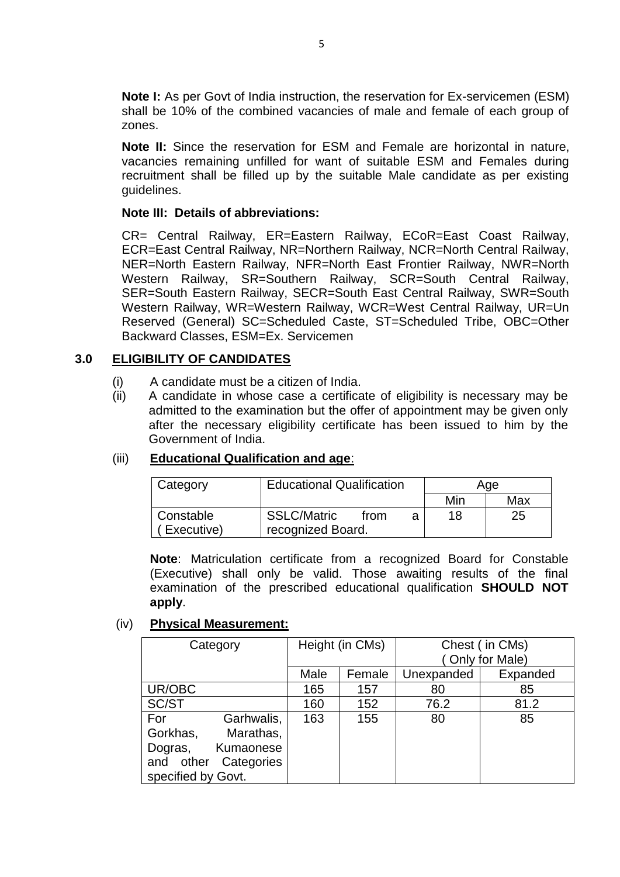**Note I:** As per Govt of India instruction, the reservation for Ex-servicemen (ESM) shall be 10% of the combined vacancies of male and female of each group of zones.

**Note II:** Since the reservation for ESM and Female are horizontal in nature, vacancies remaining unfilled for want of suitable ESM and Females during recruitment shall be filled up by the suitable Male candidate as per existing guidelines.

**Note III: Details of abbreviations:**

CR= Central Railway, ER=Eastern Railway, ECoR=East Coast Railway, ECR=East Central Railway, NR=Northern Railway, NCR=North Central Railway, NER=North Eastern Railway, NFR=North East Frontier Railway, NWR=North Western Railway, SR=Southern Railway, SCR=South Central Railway, SER=South Eastern Railway, SECR=South East Central Railway, SWR=South Western Railway, WR=Western Railway, WCR=West Central Railway, UR=Un Reserved (General) SC=Scheduled Caste, ST=Scheduled Tribe, OBC=Other Backward Classes, ESM=Ex. Servicemen

## 3.0 ELIGIBILITY OF CANDIDATES

(i) A candidate must be a citizen of India.

(ii) A candidate in whose case a certificate of eligibility is necessary may be admitted to the examination but the offer of appointment may be given only after the necessary eligibility certificate has been issued to him by the Government of India.

(iii) **Educational Qualification and age**:

| Category | Educational Qualification | Age | |
|---|---|---|---|
| | | Min | Max |
| Constable (Executive) | SSLC/Matric from a recognized Board. | 18 | 25 |

**Note**: Matriculation certificate from a recognized Board for Constable (Executive) shall only be valid. Those awaiting results of the final examination of the prescribed educational qualification **SHOULD NOT apply**.

(iv) **Physical Measurement:**

| Category | Height (in CMs) | | Chest ( in CMs) ( Only for Male) | |
|---|---|---|---|---|
| | Male | Female | Unexpanded | Expanded |
| UR/OBC | 165 | 157 | 80 | 85 |
| SC/ST | 160 | 152 | 76.2 | 81.2 |
| For Garhwalis, Gorkhas, Marathas, Dogras, Kumaonese and other Categories specified by Govt. | 163 | 155 | 80 | 85 |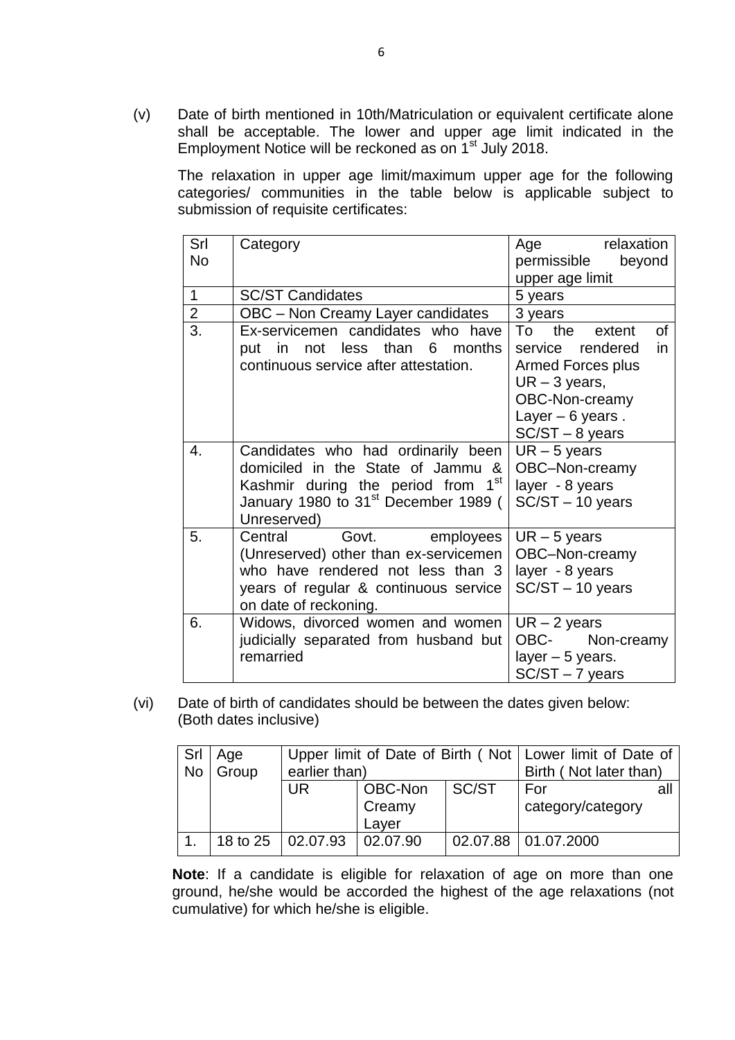(v) Date of birth mentioned in 10th/Matriculation or equivalent certificate alone shall be acceptable. The lower and upper age limit indicated in the Employment Notice will be reckoned as on 1st July 2018.

The relaxation in upper age limit/maximum upper age for the following categories/ communities in the table below is applicable subject to submission of requisite certificates:

| Srl No | Category | Age relaxation permissible beyond upper age limit |
|---|---|---|
| 1 | SC/ST Candidates | 5 years |
| 2 | OBC – Non Creamy Layer candidates | 3 years |
| 3. | Ex-servicemen candidates who have put in not less than 6 months continuous service after attestation. | To the extent of service rendered in Armed Forces plus UR – 3 years, OBC-Non-creamy Layer – 6 years . SC/ST – 8 years |
| 4. | Candidates who had ordinarily been domiciled in the State of Jammu & Kashmir during the period from 1st January 1980 to 31st December 1989 ( Unreserved) | UR – 5 years OBC–Non-creamy layer - 8 years SC/ST – 10 years |
| 5. | Central Govt. employees (Unreserved) other than ex-servicemen who have rendered not less than 3 years of regular & continuous service on date of reckoning. | UR – 5 years OBC–Non-creamy layer - 8 years SC/ST – 10 years |
| 6. | Widows, divorced women and women judicially separated from husband but remarried | UR – 2 years OBC- Non-creamy layer – 5 years. SC/ST – 7 years |

(vi) Date of birth of candidates should be between the dates given below: (Both dates inclusive)

| Srl No | Age Group | Upper limit of Date of Birth ( Not earlier than) | | | Lower limit of Date of Birth ( Not later than) |
|---|---|---|---|---|---|
| | | UR | OBC-Non Creamy Layer | SC/ST | For all category/category |
| 1. | 18 to 25 | 02.07.93 | 02.07.90 | 02.07.88 | 01.07.2000 |

**Note**: If a candidate is eligible for relaxation of age on more than one ground, he/she would be accorded the highest of the age relaxations (not cumulative) for which he/she is eligible.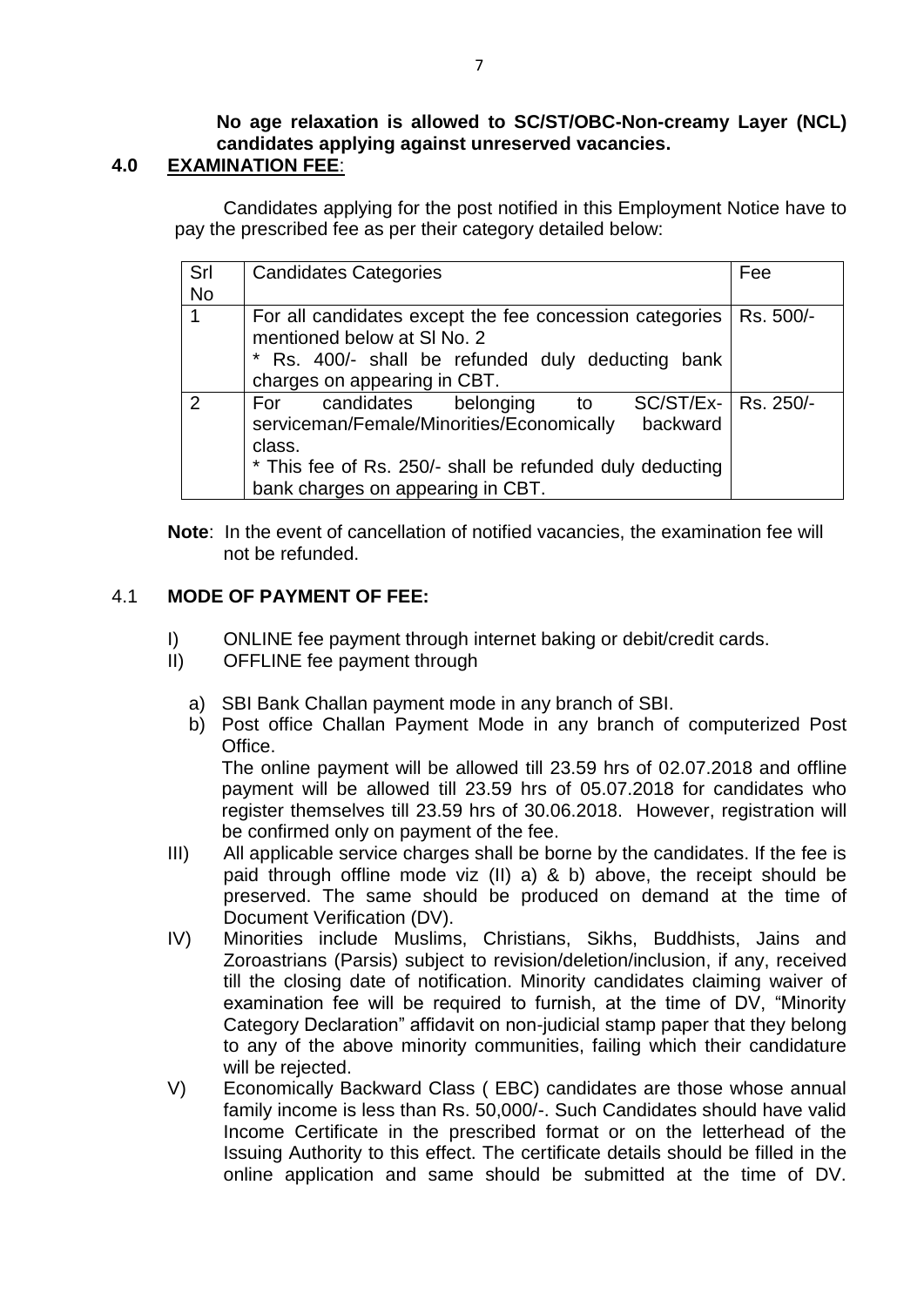**No age relaxation is allowed to SC/ST/OBC-Non-creamy Layer (NCL) candidates applying against unreserved vacancies.**

## 4.0 EXAMINATION FEE:

Candidates applying for the post notified in this Employment Notice have to pay the prescribed fee as per their category detailed below:

| Srl No | Candidates Categories | Fee |
|---|---|---|
| 1 | For all candidates except the fee concession categories mentioned below at Sl No. 2<br>* Rs. 400/- shall be refunded duly deducting bank charges on appearing in CBT. | Rs. 500/- |
| 2 | For candidates belonging to SC/ST/Ex-serviceman/Female/Minorities/Economically backward class.<br>* This fee of Rs. 250/- shall be refunded duly deducting bank charges on appearing in CBT. | Rs. 250/- |

**Note**: In the event of cancellation of notified vacancies, the examination fee will not be refunded.

### 4.1 MODE OF PAYMENT OF FEE:

I) ONLINE fee payment through internet baking or debit/credit cards.

II) OFFLINE fee payment through

a) SBI Bank Challan payment mode in any branch of SBI.

b) Post office Challan Payment Mode in any branch of computerized Post Office.

The online payment will be allowed till 23.59 hrs of 02.07.2018 and offline payment will be allowed till 23.59 hrs of 05.07.2018 for candidates who register themselves till 23.59 hrs of 30.06.2018. However, registration will be confirmed only on payment of the fee.

III) All applicable service charges shall be borne by the candidates. If the fee is paid through offline mode viz (II) a) & b) above, the receipt should be preserved. The same should be produced on demand at the time of Document Verification (DV).

IV) Minorities include Muslims, Christians, Sikhs, Buddhists, Jains and Zoroastrians (Parsis) subject to revision/deletion/inclusion, if any, received till the closing date of notification. Minority candidates claiming waiver of examination fee will be required to furnish, at the time of DV, "Minority Category Declaration" affidavit on non-judicial stamp paper that they belong to any of the above minority communities, failing which their candidature will be rejected.

V) Economically Backward Class ( EBC) candidates are those whose annual family income is less than Rs. 50,000/-. Such Candidates should have valid Income Certificate in the prescribed format or on the letterhead of the Issuing Authority to this effect. The certificate details should be filled in the online application and same should be submitted at the time of DV.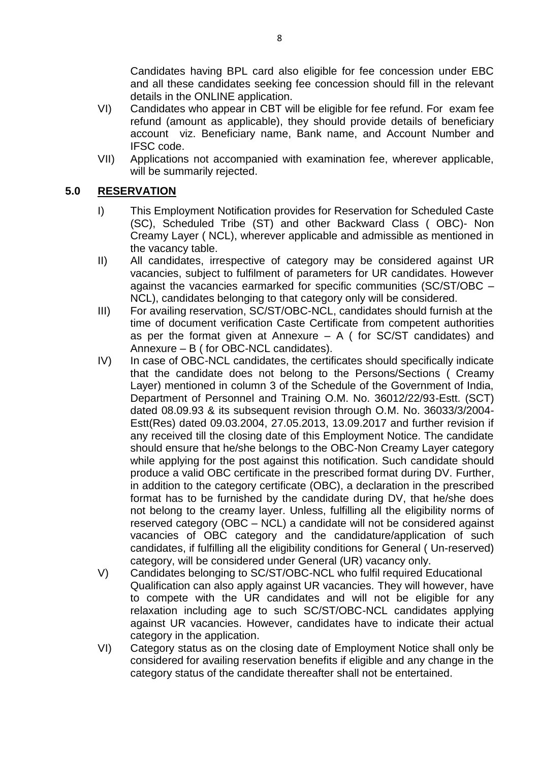Candidates having BPL card also eligible for fee concession under EBC and all these candidates seeking fee concession should fill in the relevant details in the ONLINE application.

VI) Candidates who appear in CBT will be eligible for fee refund. For exam fee refund (amount as applicable), they should provide details of beneficiary account viz. Beneficiary name, Bank name, and Account Number and IFSC code.

VII) Applications not accompanied with examination fee, wherever applicable, will be summarily rejected.

## 5.0 RESERVATION

I) This Employment Notification provides for Reservation for Scheduled Caste (SC), Scheduled Tribe (ST) and other Backward Class ( OBC)- Non Creamy Layer ( NCL), wherever applicable and admissible as mentioned in the vacancy table.

II) All candidates, irrespective of category may be considered against UR vacancies, subject to fulfilment of parameters for UR candidates. However against the vacancies earmarked for specific communities (SC/ST/OBC – NCL), candidates belonging to that category only will be considered.

III) For availing reservation, SC/ST/OBC-NCL, candidates should furnish at the time of document verification Caste Certificate from competent authorities as per the format given at Annexure – A ( for SC/ST candidates) and Annexure – B ( for OBC-NCL candidates).

IV) In case of OBC-NCL candidates, the certificates should specifically indicate that the candidate does not belong to the Persons/Sections ( Creamy Layer) mentioned in column 3 of the Schedule of the Government of India, Department of Personnel and Training O.M. No. 36012/22/93-Estt. (SCT) dated 08.09.93 & its subsequent revision through O.M. No. 36033/3/2004-Estt(Res) dated 09.03.2004, 27.05.2013, 13.09.2017 and further revision if any received till the closing date of this Employment Notice. The candidate should ensure that he/she belongs to the OBC-Non Creamy Layer category while applying for the post against this notification. Such candidate should produce a valid OBC certificate in the prescribed format during DV. Further, in addition to the category certificate (OBC), a declaration in the prescribed format has to be furnished by the candidate during DV, that he/she does not belong to the creamy layer. Unless, fulfilling all the eligibility norms of reserved category (OBC – NCL) a candidate will not be considered against vacancies of OBC category and the candidature/application of such candidates, if fulfilling all the eligibility conditions for General ( Un-reserved) category, will be considered under General (UR) vacancy only.

V) Candidates belonging to SC/ST/OBC-NCL who fulfil required Educational Qualification can also apply against UR vacancies. They will however, have to compete with the UR candidates and will not be eligible for any relaxation including age to such SC/ST/OBC-NCL candidates applying against UR vacancies. However, candidates have to indicate their actual category in the application.

VI) Category status as on the closing date of Employment Notice shall only be considered for availing reservation benefits if eligible and any change in the category status of the candidate thereafter shall not be entertained.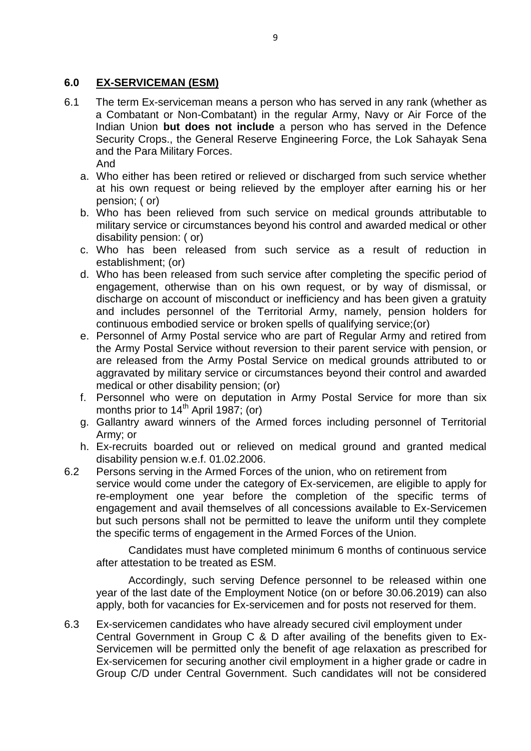## 6.0 **EX-SERVICEMAN (ESM)**

6.1 The term Ex-serviceman means a person who has served in any rank (whether as a Combatant or Non-Combatant) in the regular Army, Navy or Air Force of the Indian Union **but does not include** a person who has served in the Defence Security Crops., the General Reserve Engineering Force, the Lok Sahayak Sena and the Para Military Forces.

And

a. Who either has been retired or relieved or discharged from such service whether at his own request or being relieved by the employer after earning his or her pension; ( or)
b. Who has been relieved from such service on medical grounds attributable to military service or circumstances beyond his control and awarded medical or other disability pension: ( or)
c. Who has been released from such service as a result of reduction in establishment; (or)
d. Who has been released from such service after completing the specific period of engagement, otherwise than on his own request, or by way of dismissal, or discharge on account of misconduct or inefficiency and has been given a gratuity and includes personnel of the Territorial Army, namely, pension holders for continuous embodied service or broken spells of qualifying service;(or)
e. Personnel of Army Postal service who are part of Regular Army and retired from the Army Postal Service without reversion to their parent service with pension, or are released from the Army Postal Service on medical grounds attributed to or aggravated by military service or circumstances beyond their control and awarded medical or other disability pension; (or)
f. Personnel who were on deputation in Army Postal Service for more than six months prior to 14th April 1987; (or)
g. Gallantry award winners of the Armed forces including personnel of Territorial Army; or
h. Ex-recruits boarded out or relieved on medical ground and granted medical disability pension w.e.f. 01.02.2006.

6.2 Persons serving in the Armed Forces of the union, who on retirement from service would come under the category of Ex-servicemen, are eligible to apply for re-employment one year before the completion of the specific terms of engagement and avail themselves of all concessions available to Ex-Servicemen but such persons shall not be permitted to leave the uniform until they complete the specific terms of engagement in the Armed Forces of the Union.

Candidates must have completed minimum 6 months of continuous service after attestation to be treated as ESM.

Accordingly, such serving Defence personnel to be released within one year of the last date of the Employment Notice (on or before 30.06.2019) can also apply, both for vacancies for Ex-servicemen and for posts not reserved for them.

6.3 Ex-servicemen candidates who have already secured civil employment under Central Government in Group C & D after availing of the benefits given to Ex-Servicemen will be permitted only the benefit of age relaxation as prescribed for Ex-servicemen for securing another civil employment in a higher grade or cadre in Group C/D under Central Government. Such candidates will not be considered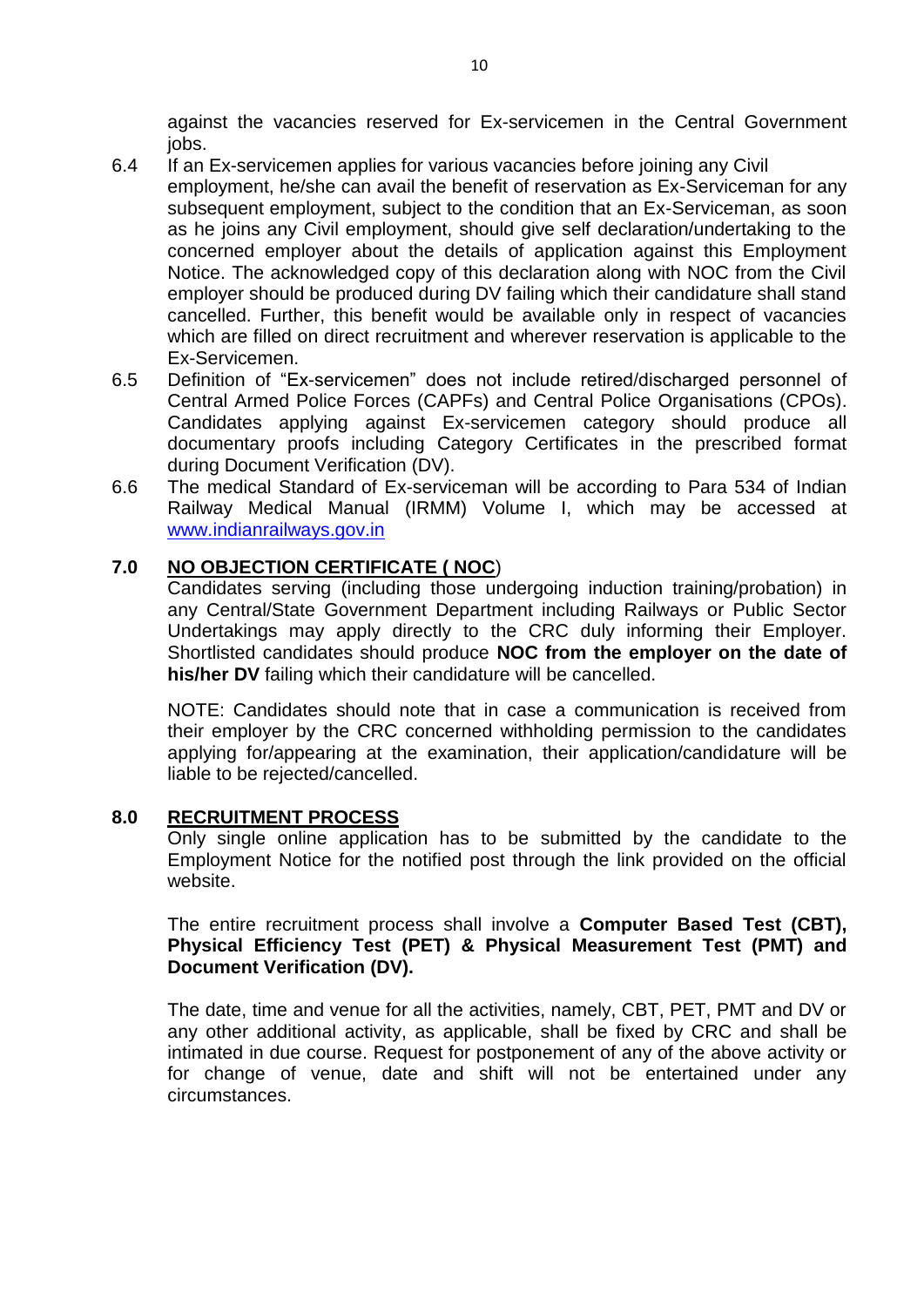against the vacancies reserved for Ex-servicemen in the Central Government jobs.

6.4 If an Ex-servicemen applies for various vacancies before joining any Civil employment, he/she can avail the benefit of reservation as Ex-Serviceman for any subsequent employment, subject to the condition that an Ex-Serviceman, as soon as he joins any Civil employment, should give self declaration/undertaking to the concerned employer about the details of application against this Employment Notice. The acknowledged copy of this declaration along with NOC from the Civil employer should be produced during DV failing which their candidature shall stand cancelled. Further, this benefit would be available only in respect of vacancies which are filled on direct recruitment and wherever reservation is applicable to the Ex-Servicemen.

6.5 Definition of "Ex-servicemen" does not include retired/discharged personnel of Central Armed Police Forces (CAPFs) and Central Police Organisations (CPOs). Candidates applying against Ex-servicemen category should produce all documentary proofs including Category Certificates in the prescribed format during Document Verification (DV).

6.6 The medical Standard of Ex-serviceman will be according to Para 534 of Indian Railway Medical Manual (IRMM) Volume I, which may be accessed at www.indianrailways.gov.in

## 7.0 NO OBJECTION CERTIFICATE ( NOC)

Candidates serving (including those undergoing induction training/probation) in any Central/State Government Department including Railways or Public Sector Undertakings may apply directly to the CRC duly informing their Employer. Shortlisted candidates should produce **NOC from the employer on the date of his/her DV** failing which their candidature will be cancelled.

NOTE: Candidates should note that in case a communication is received from their employer by the CRC concerned withholding permission to the candidates applying for/appearing at the examination, their application/candidature will be liable to be rejected/cancelled.

## 8.0 RECRUITMENT PROCESS

Only single online application has to be submitted by the candidate to the Employment Notice for the notified post through the link provided on the official website.

The entire recruitment process shall involve a **Computer Based Test (CBT), Physical Efficiency Test (PET) & Physical Measurement Test (PMT) and Document Verification (DV).**

The date, time and venue for all the activities, namely, CBT, PET, PMT and DV or any other additional activity, as applicable, shall be fixed by CRC and shall be intimated in due course. Request for postponement of any of the above activity or for change of venue, date and shift will not be entertained under any circumstances.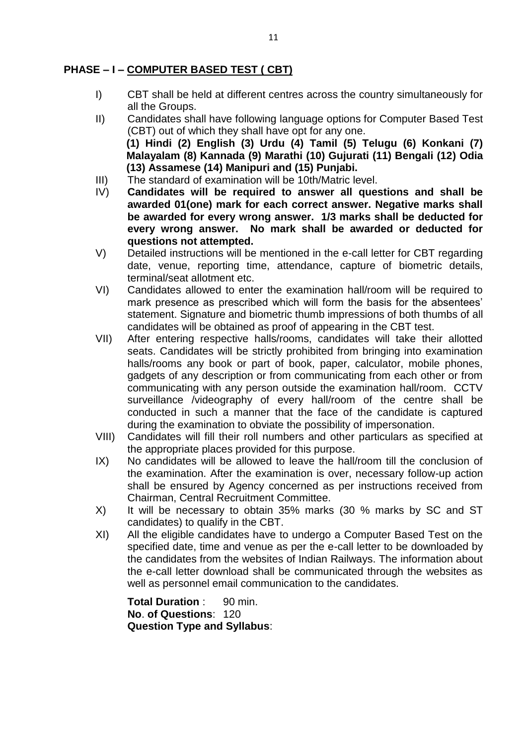## PHASE – I – COMPUTER BASED TEST ( CBT)

I) CBT shall be held at different centres across the country simultaneously for all the Groups.

II) Candidates shall have following language options for Computer Based Test (CBT) out of which they shall have opt for any one.
**(1) Hindi (2) English (3) Urdu (4) Tamil (5) Telugu (6) Konkani (7) Malayalam (8) Kannada (9) Marathi (10) Gujurati (11) Bengali (12) Odia (13) Assamese (14) Manipuri and (15) Punjabi.**

III) The standard of examination will be 10th/Matric level.

IV) **Candidates will be required to answer all questions and shall be awarded 01(one) mark for each correct answer. Negative marks shall be awarded for every wrong answer. 1/3 marks shall be deducted for every wrong answer. No mark shall be awarded or deducted for questions not attempted.**

V) Detailed instructions will be mentioned in the e-call letter for CBT regarding date, venue, reporting time, attendance, capture of biometric details, terminal/seat allotment etc.

VI) Candidates allowed to enter the examination hall/room will be required to mark presence as prescribed which will form the basis for the absentees' statement. Signature and biometric thumb impressions of both thumbs of all candidates will be obtained as proof of appearing in the CBT test.

VII) After entering respective halls/rooms, candidates will take their allotted seats. Candidates will be strictly prohibited from bringing into examination halls/rooms any book or part of book, paper, calculator, mobile phones, gadgets of any description or from communicating from each other or from communicating with any person outside the examination hall/room. CCTV surveillance /videography of every hall/room of the centre shall be conducted in such a manner that the face of the candidate is captured during the examination to obviate the possibility of impersonation.

VIII) Candidates will fill their roll numbers and other particulars as specified at the appropriate places provided for this purpose.

IX) No candidates will be allowed to leave the hall/room till the conclusion of the examination. After the examination is over, necessary follow-up action shall be ensured by Agency concerned as per instructions received from Chairman, Central Recruitment Committee.

X) It will be necessary to obtain 35% marks (30 % marks by SC and ST candidates) to qualify in the CBT.

XI) All the eligible candidates have to undergo a Computer Based Test on the specified date, time and venue as per the e-call letter to be downloaded by the candidates from the websites of Indian Railways. The information about the e-call letter download shall be communicated through the websites as well as personnel email communication to the candidates.

**Total Duration** : 90 min.
**No**. **of Questions**: 120
**Question Type and Syllabus**: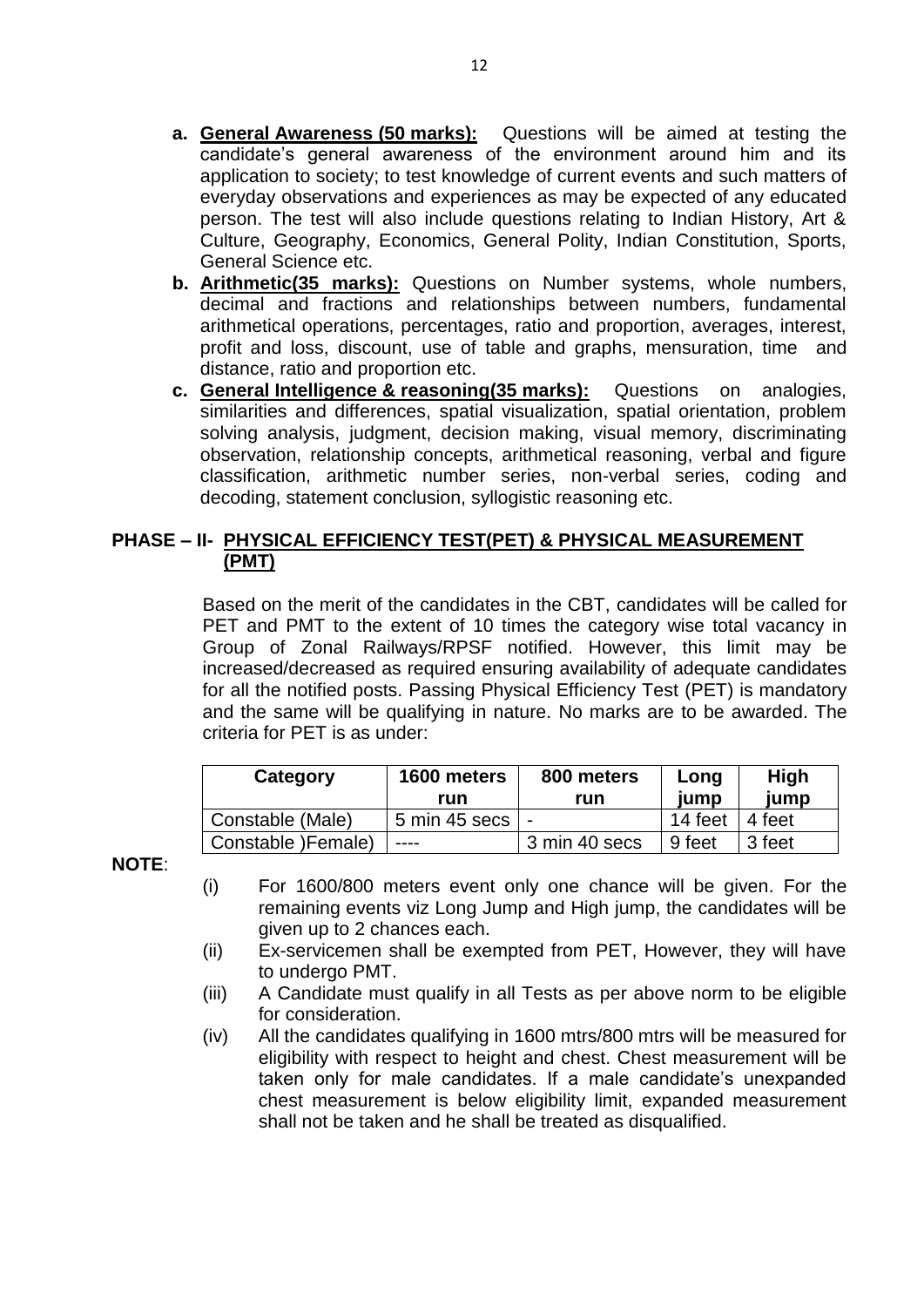a. **General Awareness (50 marks):** Questions will be aimed at testing the candidate's general awareness of the environment around him and its application to society; to test knowledge of current events and such matters of everyday observations and experiences as may be expected of any educated person. The test will also include questions relating to Indian History, Art & Culture, Geography, Economics, General Polity, Indian Constitution, Sports, General Science etc.

b. **Arithmetic(35 marks):** Questions on Number systems, whole numbers, decimal and fractions and relationships between numbers, fundamental arithmetical operations, percentages, ratio and proportion, averages, interest, profit and loss, discount, use of table and graphs, mensuration, time and distance, ratio and proportion etc.

c. **General Intelligence & reasoning(35 marks):** Questions on analogies, similarities and differences, spatial visualization, spatial orientation, problem solving analysis, judgment, decision making, visual memory, discriminating observation, relationship concepts, arithmetical reasoning, verbal and figure classification, arithmetic number series, non-verbal series, coding and decoding, statement conclusion, syllogistic reasoning etc.

## PHASE – II- PHYSICAL EFFICIENCY TEST(PET) & PHYSICAL MEASUREMENT (PMT)

Based on the merit of the candidates in the CBT, candidates will be called for PET and PMT to the extent of 10 times the category wise total vacancy in Group of Zonal Railways/RPSF notified. However, this limit may be increased/decreased as required ensuring availability of adequate candidates for all the notified posts. Passing Physical Efficiency Test (PET) is mandatory and the same will be qualifying in nature. No marks are to be awarded. The criteria for PET is as under:

| Category | 1600 meters run | 800 meters run | Long jump | High jump |
|---|---|---|---|---|
| Constable (Male) | 5 min 45 secs | - | 14 feet | 4 feet |
| Constable )Female) | ---- | 3 min 40 secs | 9 feet | 3 feet |

**NOTE**:

(i) For 1600/800 meters event only one chance will be given. For the remaining events viz Long Jump and High jump, the candidates will be given up to 2 chances each.

(ii) Ex-servicemen shall be exempted from PET, However, they will have to undergo PMT.

(iii) A Candidate must qualify in all Tests as per above norm to be eligible for consideration.

(iv) All the candidates qualifying in 1600 mtrs/800 mtrs will be measured for eligibility with respect to height and chest. Chest measurement will be taken only for male candidates. If a male candidate's unexpanded chest measurement is below eligibility limit, expanded measurement shall not be taken and he shall be treated as disqualified.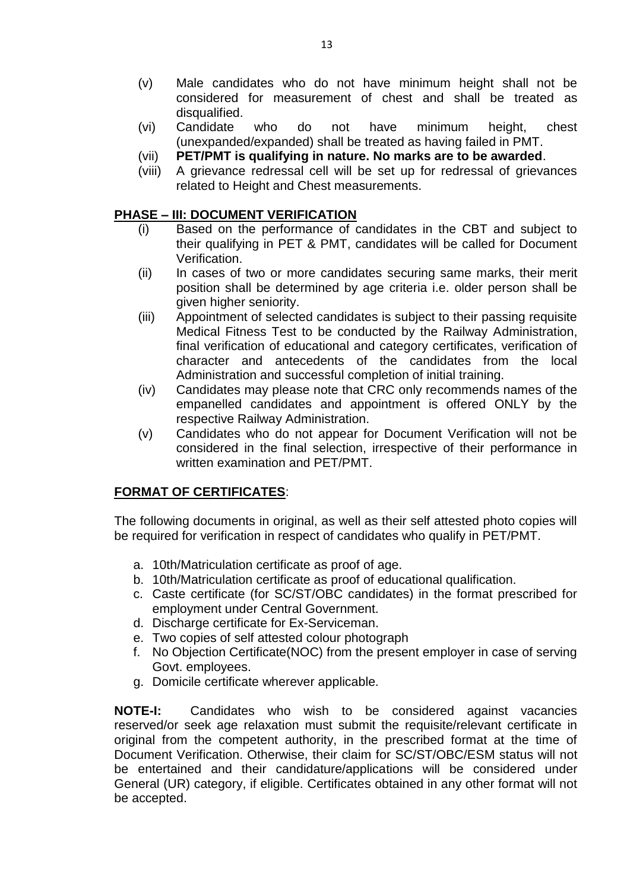(v) Male candidates who do not have minimum height shall not be considered for measurement of chest and shall be treated as disqualified.

(vi) Candidate who do not have minimum height, chest (unexpanded/expanded) shall be treated as having failed in PMT.

(vii) **PET/PMT is qualifying in nature. No marks are to be awarded**.

(viii) A grievance redressal cell will be set up for redressal of grievances related to Height and Chest measurements.

## PHASE – III: DOCUMENT VERIFICATION

(i) Based on the performance of candidates in the CBT and subject to their qualifying in PET & PMT, candidates will be called for Document Verification.

(ii) In cases of two or more candidates securing same marks, their merit position shall be determined by age criteria i.e. older person shall be given higher seniority.

(iii) Appointment of selected candidates is subject to their passing requisite Medical Fitness Test to be conducted by the Railway Administration, final verification of educational and category certificates, verification of character and antecedents of the candidates from the local Administration and successful completion of initial training.

(iv) Candidates may please note that CRC only recommends names of the empanelled candidates and appointment is offered ONLY by the respective Railway Administration.

(v) Candidates who do not appear for Document Verification will not be considered in the final selection, irrespective of their performance in written examination and PET/PMT.

## FORMAT OF CERTIFICATES:

The following documents in original, as well as their self attested photo copies will be required for verification in respect of candidates who qualify in PET/PMT.

a. 10th/Matriculation certificate as proof of age.
b. 10th/Matriculation certificate as proof of educational qualification.
c. Caste certificate (for SC/ST/OBC candidates) in the format prescribed for employment under Central Government.
d. Discharge certificate for Ex-Serviceman.
e. Two copies of self attested colour photograph
f. No Objection Certificate(NOC) from the present employer in case of serving Govt. employees.
g. Domicile certificate wherever applicable.

**NOTE-I:** Candidates who wish to be considered against vacancies reserved/or seek age relaxation must submit the requisite/relevant certificate in original from the competent authority, in the prescribed format at the time of Document Verification. Otherwise, their claim for SC/ST/OBC/ESM status will not be entertained and their candidature/applications will be considered under General (UR) category, if eligible. Certificates obtained in any other format will not be accepted.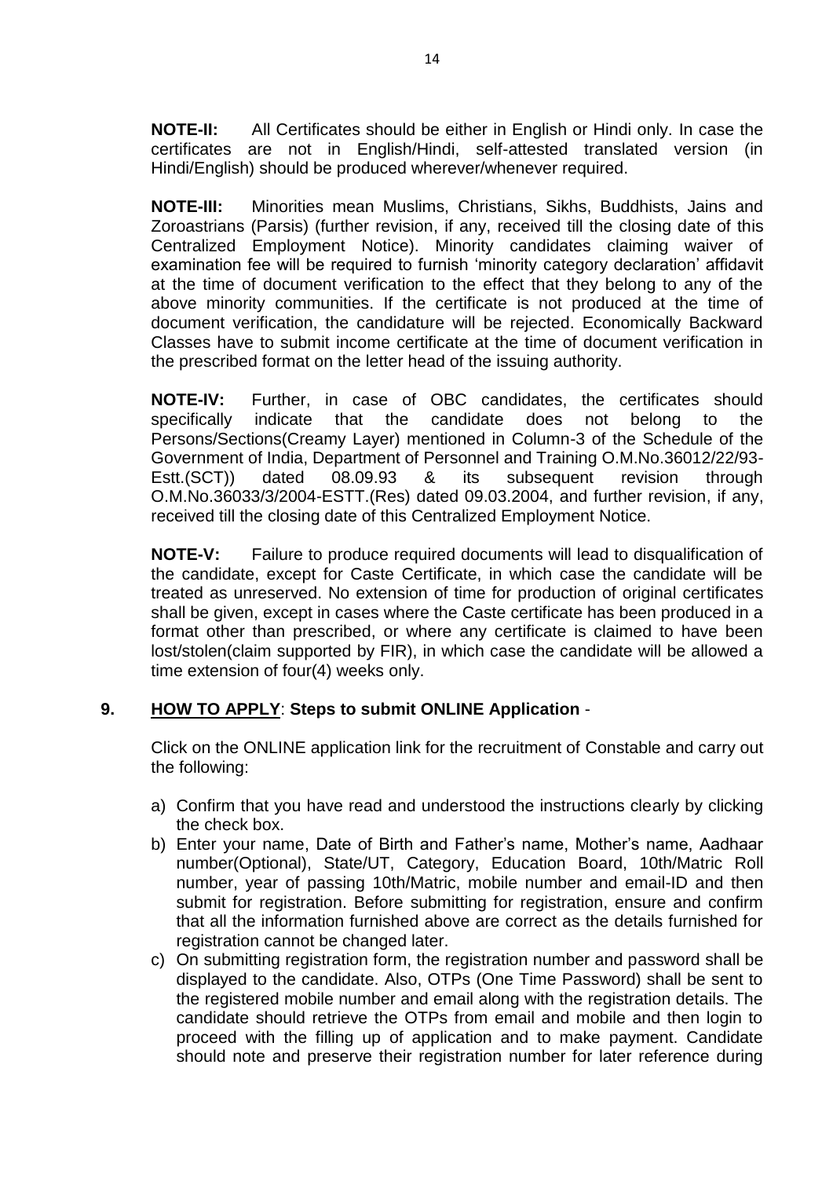**NOTE-II:** All Certificates should be either in English or Hindi only. In case the certificates are not in English/Hindi, self-attested translated version (in Hindi/English) should be produced wherever/whenever required.

**NOTE-III:** Minorities mean Muslims, Christians, Sikhs, Buddhists, Jains and Zoroastrians (Parsis) (further revision, if any, received till the closing date of this Centralized Employment Notice). Minority candidates claiming waiver of examination fee will be required to furnish 'minority category declaration' affidavit at the time of document verification to the effect that they belong to any of the above minority communities. If the certificate is not produced at the time of document verification, the candidature will be rejected. Economically Backward Classes have to submit income certificate at the time of document verification in the prescribed format on the letter head of the issuing authority.

**NOTE-IV:** Further, in case of OBC candidates, the certificates should specifically indicate that the candidate does not belong to the Persons/Sections(Creamy Layer) mentioned in Column-3 of the Schedule of the Government of India, Department of Personnel and Training O.M.No.36012/22/93-Estt.(SCT)) dated 08.09.93 & its subsequent revision through O.M.No.36033/3/2004-ESTT.(Res) dated 09.03.2004, and further revision, if any, received till the closing date of this Centralized Employment Notice.

**NOTE-V:** Failure to produce required documents will lead to disqualification of the candidate, except for Caste Certificate, in which case the candidate will be treated as unreserved. No extension of time for production of original certificates shall be given, except in cases where the Caste certificate has been produced in a format other than prescribed, or where any certificate is claimed to have been lost/stolen(claim supported by FIR), in which case the candidate will be allowed a time extension of four(4) weeks only.

## 9. HOW TO APPLY: Steps to submit ONLINE Application -

Click on the ONLINE application link for the recruitment of Constable and carry out the following:

a) Confirm that you have read and understood the instructions clearly by clicking the check box.
b) Enter your name, Date of Birth and Father's name, Mother's name, Aadhaar number(Optional), State/UT, Category, Education Board, 10th/Matric Roll number, year of passing 10th/Matric, mobile number and email-ID and then submit for registration. Before submitting for registration, ensure and confirm that all the information furnished above are correct as the details furnished for registration cannot be changed later.
c) On submitting registration form, the registration number and password shall be displayed to the candidate. Also, OTPs (One Time Password) shall be sent to the registered mobile number and email along with the registration details. The candidate should retrieve the OTPs from email and mobile and then login to proceed with the filling up of application and to make payment. Candidate should note and preserve their registration number for later reference during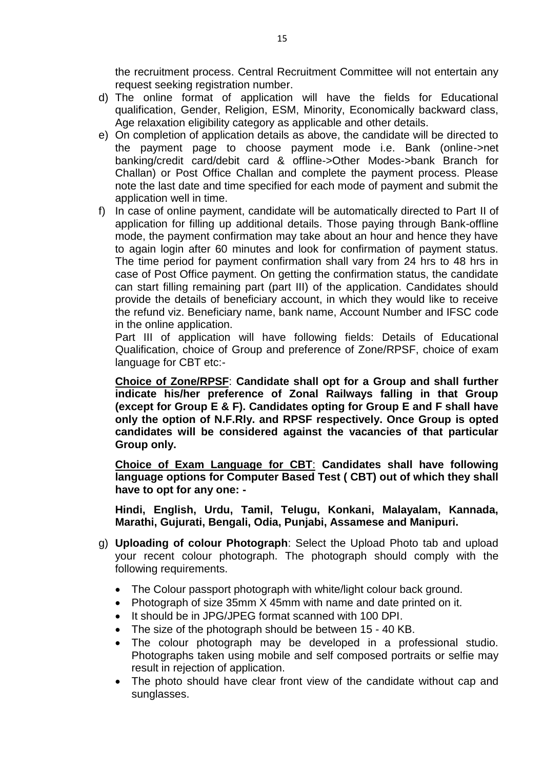the recruitment process. Central Recruitment Committee will not entertain any request seeking registration number.

d) The online format of application will have the fields for Educational qualification, Gender, Religion, ESM, Minority, Economically backward class, Age relaxation eligibility category as applicable and other details.

e) On completion of application details as above, the candidate will be directed to the payment page to choose payment mode i.e. Bank (online->net banking/credit card/debit card & offline->Other Modes->bank Branch for Challan) or Post Office Challan and complete the payment process. Please note the last date and time specified for each mode of payment and submit the application well in time.

f) In case of online payment, candidate will be automatically directed to Part II of application for filling up additional details. Those paying through Bank-offline mode, the payment confirmation may take about an hour and hence they have to again login after 60 minutes and look for confirmation of payment status. The time period for payment confirmation shall vary from 24 hrs to 48 hrs in case of Post Office payment. On getting the confirmation status, the candidate can start filling remaining part (part III) of the application. Candidates should provide the details of beneficiary account, in which they would like to receive the refund viz. Beneficiary name, bank name, Account Number and IFSC code in the online application.

   Part III of application will have following fields: Details of Educational Qualification, choice of Group and preference of Zone/RPSF, choice of exam language for CBT etc:-

   **Choice of Zone/RPSF**: **Candidate shall opt for a Group and shall further indicate his/her preference of Zonal Railways falling in that Group (except for Group E & F). Candidates opting for Group E and F shall have only the option of N.F.Rly. and RPSF respectively. Once Group is opted candidates will be considered against the vacancies of that particular Group only.**

   **Choice of Exam Language for CBT**: **Candidates shall have following language options for Computer Based Test ( CBT) out of which they shall have to opt for any one: -**

   **Hindi, English, Urdu, Tamil, Telugu, Konkani, Malayalam, Kannada, Marathi, Gujurati, Bengali, Odia, Punjabi, Assamese and Manipuri.**

g) **Uploading of colour Photograph**: Select the Upload Photo tab and upload your recent colour photograph. The photograph should comply with the following requirements.

   - The Colour passport photograph with white/light colour back ground.
   - Photograph of size 35mm X 45mm with name and date printed on it.
   - It should be in JPG/JPEG format scanned with 100 DPI.
   - The size of the photograph should be between 15 - 40 KB.
   - The colour photograph may be developed in a professional studio. Photographs taken using mobile and self composed portraits or selfie may result in rejection of application.
   - The photo should have clear front view of the candidate without cap and sunglasses.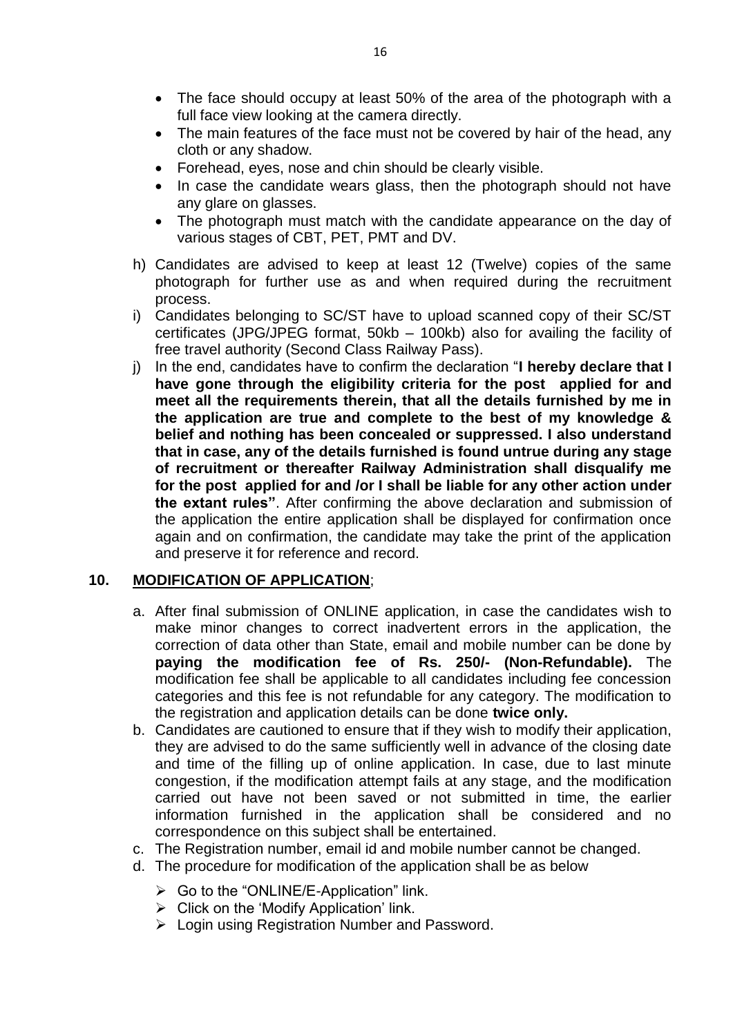- The face should occupy at least 50% of the area of the photograph with a full face view looking at the camera directly.
- The main features of the face must not be covered by hair of the head, any cloth or any shadow.
- Forehead, eyes, nose and chin should be clearly visible.
- In case the candidate wears glass, then the photograph should not have any glare on glasses.
- The photograph must match with the candidate appearance on the day of various stages of CBT, PET, PMT and DV.

h) Candidates are advised to keep at least 12 (Twelve) copies of the same photograph for further use as and when required during the recruitment process.

i) Candidates belonging to SC/ST have to upload scanned copy of their SC/ST certificates (JPG/JPEG format, 50kb – 100kb) also for availing the facility of free travel authority (Second Class Railway Pass).

j) In the end, candidates have to confirm the declaration "**I hereby declare that I have gone through the eligibility criteria for the post applied for and meet all the requirements therein, that all the details furnished by me in the application are true and complete to the best of my knowledge & belief and nothing has been concealed or suppressed. I also understand that in case, any of the details furnished is found untrue during any stage of recruitment or thereafter Railway Administration shall disqualify me for the post applied for and /or I shall be liable for any other action under the extant rules"**. After confirming the above declaration and submission of the application the entire application shall be displayed for confirmation once again and on confirmation, the candidate may take the print of the application and preserve it for reference and record.

## 10. MODIFICATION OF APPLICATION;

a. After final submission of ONLINE application, in case the candidates wish to make minor changes to correct inadvertent errors in the application, the correction of data other than State, email and mobile number can be done by **paying the modification fee of Rs. 250/- (Non-Refundable).** The modification fee shall be applicable to all candidates including fee concession categories and this fee is not refundable for any category. The modification to the registration and application details can be done **twice only.**

b. Candidates are cautioned to ensure that if they wish to modify their application, they are advised to do the same sufficiently well in advance of the closing date and time of the filling up of online application. In case, due to last minute congestion, if the modification attempt fails at any stage, and the modification carried out have not been saved or not submitted in time, the earlier information furnished in the application shall be considered and no correspondence on this subject shall be entertained.

c. The Registration number, email id and mobile number cannot be changed.

d. The procedure for modification of the application shall be as below

   - Go to the "ONLINE/E-Application" link.
   - Click on the 'Modify Application' link.
   - Login using Registration Number and Password.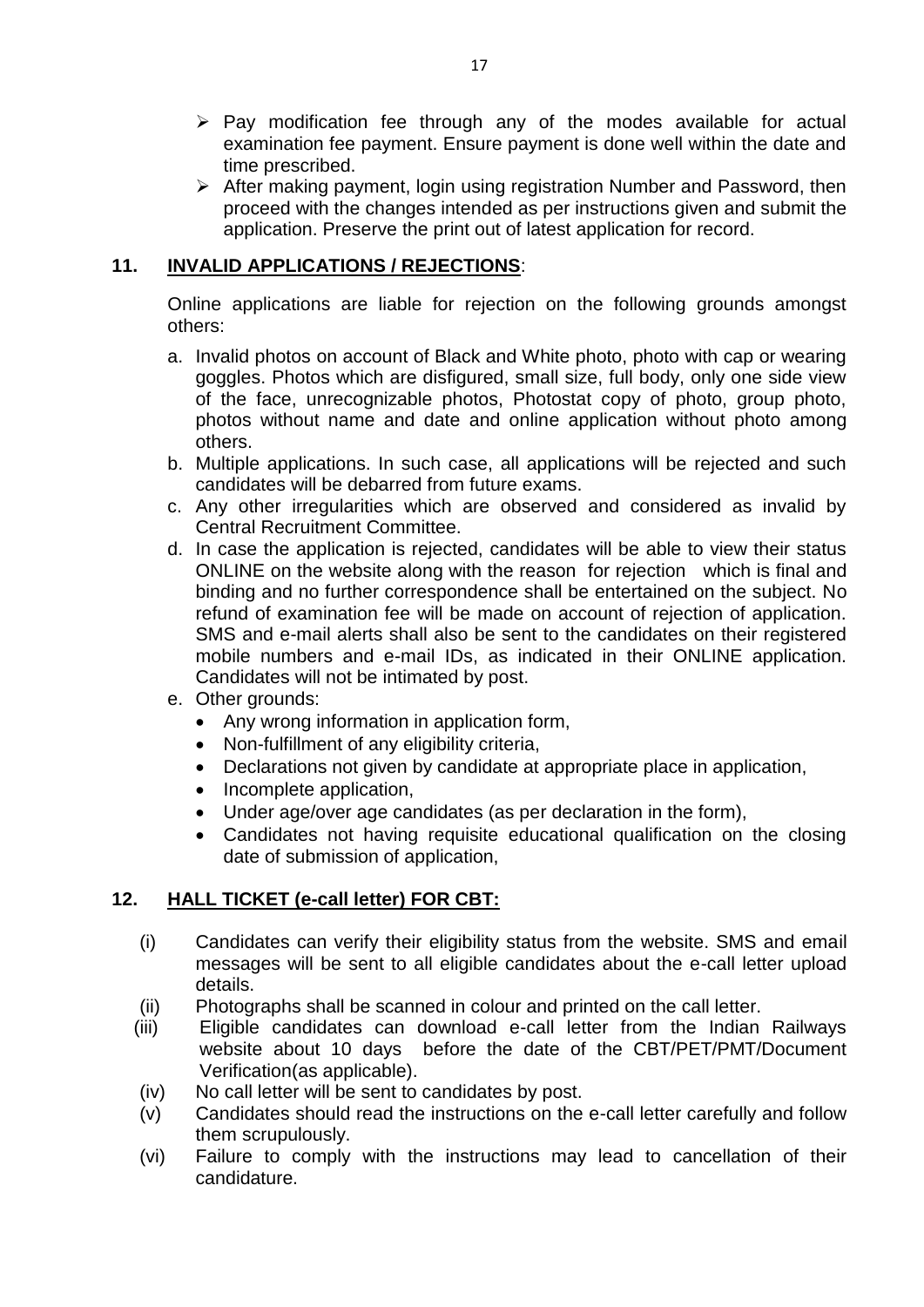- Pay modification fee through any of the modes available for actual examination fee payment. Ensure payment is done well within the date and time prescribed.
- After making payment, login using registration Number and Password, then proceed with the changes intended as per instructions given and submit the application. Preserve the print out of latest application for record.

## 11. INVALID APPLICATIONS / REJECTIONS:

Online applications are liable for rejection on the following grounds amongst others:

a. Invalid photos on account of Black and White photo, photo with cap or wearing goggles. Photos which are disfigured, small size, full body, only one side view of the face, unrecognizable photos, Photostat copy of photo, group photo, photos without name and date and online application without photo among others.
b. Multiple applications. In such case, all applications will be rejected and such candidates will be debarred from future exams.
c. Any other irregularities which are observed and considered as invalid by Central Recruitment Committee.
d. In case the application is rejected, candidates will be able to view their status ONLINE on the website along with the reason for rejection which is final and binding and no further correspondence shall be entertained on the subject. No refund of examination fee will be made on account of rejection of application. SMS and e-mail alerts shall also be sent to the candidates on their registered mobile numbers and e-mail IDs, as indicated in their ONLINE application. Candidates will not be intimated by post.
e. Other grounds:
   - Any wrong information in application form,
   - Non-fulfillment of any eligibility criteria,
   - Declarations not given by candidate at appropriate place in application,
   - Incomplete application,
   - Under age/over age candidates (as per declaration in the form),
   - Candidates not having requisite educational qualification on the closing date of submission of application,

## 12. HALL TICKET (e-call letter) FOR CBT:

(i) Candidates can verify their eligibility status from the website. SMS and email messages will be sent to all eligible candidates about the e-call letter upload details.

(ii) Photographs shall be scanned in colour and printed on the call letter.

(iii) Eligible candidates can download e-call letter from the Indian Railways website about 10 days before the date of the CBT/PET/PMT/Document Verification(as applicable).

(iv) No call letter will be sent to candidates by post.

(v) Candidates should read the instructions on the e-call letter carefully and follow them scrupulously.

(vi) Failure to comply with the instructions may lead to cancellation of their candidature.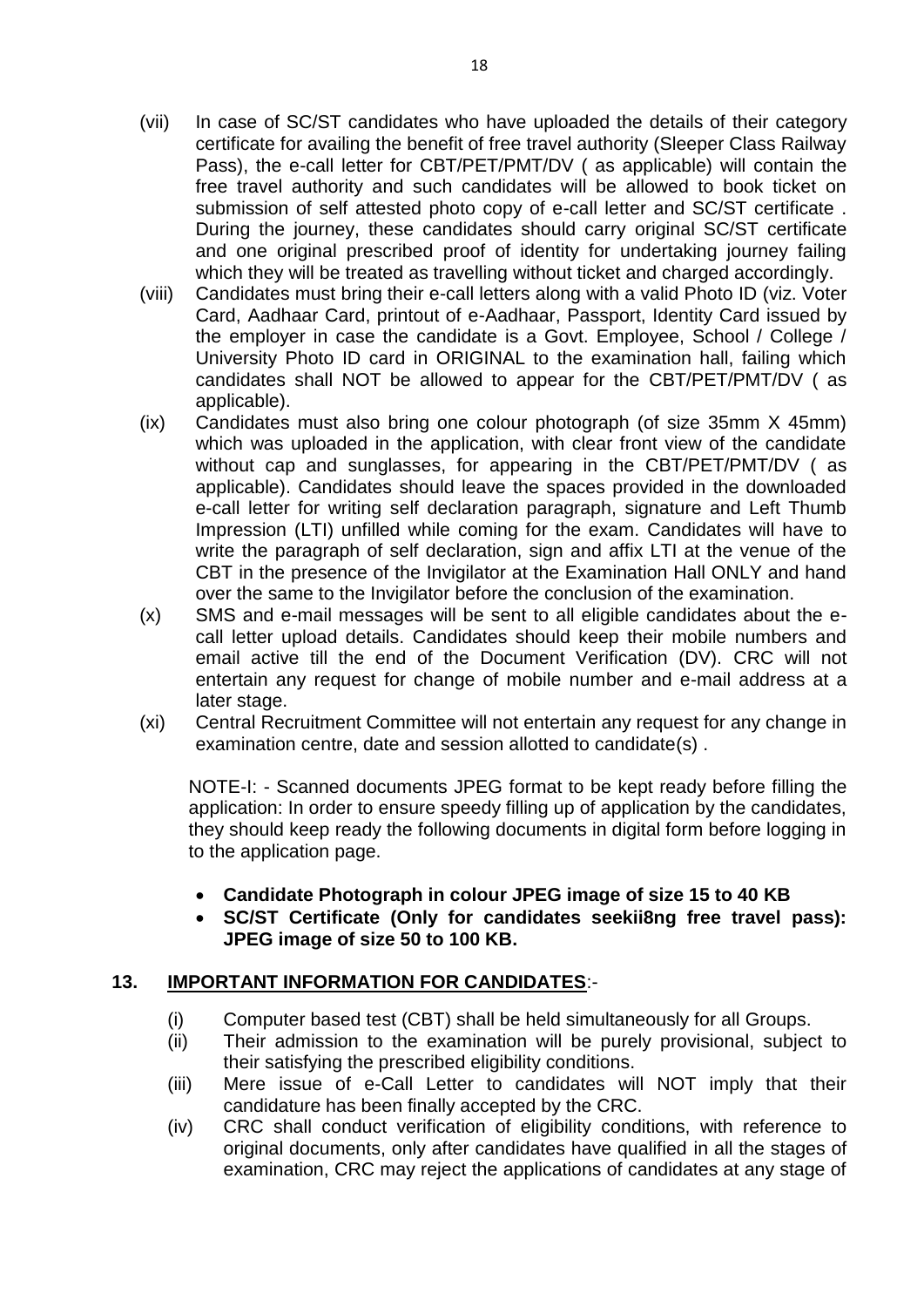(vii) In case of SC/ST candidates who have uploaded the details of their category certificate for availing the benefit of free travel authority (Sleeper Class Railway Pass), the e-call letter for CBT/PET/PMT/DV ( as applicable) will contain the free travel authority and such candidates will be allowed to book ticket on submission of self attested photo copy of e-call letter and SC/ST certificate . During the journey, these candidates should carry original SC/ST certificate and one original prescribed proof of identity for undertaking journey failing which they will be treated as travelling without ticket and charged accordingly.

(viii) Candidates must bring their e-call letters along with a valid Photo ID (viz. Voter Card, Aadhaar Card, printout of e-Aadhaar, Passport, Identity Card issued by the employer in case the candidate is a Govt. Employee, School / College / University Photo ID card in ORIGINAL to the examination hall, failing which candidates shall NOT be allowed to appear for the CBT/PET/PMT/DV ( as applicable).

(ix) Candidates must also bring one colour photograph (of size 35mm X 45mm) which was uploaded in the application, with clear front view of the candidate without cap and sunglasses, for appearing in the CBT/PET/PMT/DV ( as applicable). Candidates should leave the spaces provided in the downloaded e-call letter for writing self declaration paragraph, signature and Left Thumb Impression (LTI) unfilled while coming for the exam. Candidates will have to write the paragraph of self declaration, sign and affix LTI at the venue of the CBT in the presence of the Invigilator at the Examination Hall ONLY and hand over the same to the Invigilator before the conclusion of the examination.

(x) SMS and e-mail messages will be sent to all eligible candidates about the e-call letter upload details. Candidates should keep their mobile numbers and email active till the end of the Document Verification (DV). CRC will not entertain any request for change of mobile number and e-mail address at a later stage.

(xi) Central Recruitment Committee will not entertain any request for any change in examination centre, date and session allotted to candidate(s) .

NOTE-I: - Scanned documents JPEG format to be kept ready before filling the application: In order to ensure speedy filling up of application by the candidates, they should keep ready the following documents in digital form before logging in to the application page.

- **Candidate Photograph in colour JPEG image of size 15 to 40 KB**
- **SC/ST Certificate (Only for candidates seekii8ng free travel pass): JPEG image of size 50 to 100 KB.**

## 13. IMPORTANT INFORMATION FOR CANDIDATES:-

(i) Computer based test (CBT) shall be held simultaneously for all Groups.

(ii) Their admission to the examination will be purely provisional, subject to their satisfying the prescribed eligibility conditions.

(iii) Mere issue of e-Call Letter to candidates will NOT imply that their candidature has been finally accepted by the CRC.

(iv) CRC shall conduct verification of eligibility conditions, with reference to original documents, only after candidates have qualified in all the stages of examination, CRC may reject the applications of candidates at any stage of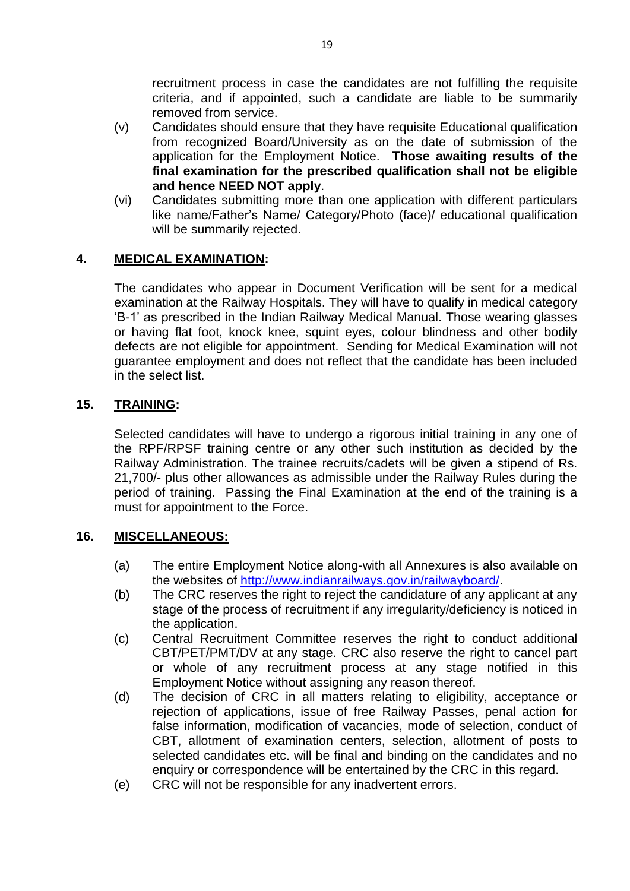recruitment process in case the candidates are not fulfilling the requisite criteria, and if appointed, such a candidate are liable to be summarily removed from service.

(v) Candidates should ensure that they have requisite Educational qualification from recognized Board/University as on the date of submission of the application for the Employment Notice. **Those awaiting results of the final examination for the prescribed qualification shall not be eligible and hence NEED NOT apply**.

(vi) Candidates submitting more than one application with different particulars like name/Father's Name/ Category/Photo (face)/ educational qualification will be summarily rejected.

## 4. MEDICAL EXAMINATION:

The candidates who appear in Document Verification will be sent for a medical examination at the Railway Hospitals. They will have to qualify in medical category 'B-1' as prescribed in the Indian Railway Medical Manual. Those wearing glasses or having flat foot, knock knee, squint eyes, colour blindness and other bodily defects are not eligible for appointment. Sending for Medical Examination will not guarantee employment and does not reflect that the candidate has been included in the select list.

## 15. TRAINING:

Selected candidates will have to undergo a rigorous initial training in any one of the RPF/RPSF training centre or any other such institution as decided by the Railway Administration. The trainee recruits/cadets will be given a stipend of Rs. 21,700/- plus other allowances as admissible under the Railway Rules during the period of training. Passing the Final Examination at the end of the training is a must for appointment to the Force.

## 16. MISCELLANEOUS:

(a) The entire Employment Notice along-with all Annexures is also available on the websites of [http://www.indianrailways.gov.in/railwayboard/](http://www.indianrailways.gov.in/railwayboard/).

(b) The CRC reserves the right to reject the candidature of any applicant at any stage of the process of recruitment if any irregularity/deficiency is noticed in the application.

(c) Central Recruitment Committee reserves the right to conduct additional CBT/PET/PMT/DV at any stage. CRC also reserve the right to cancel part or whole of any recruitment process at any stage notified in this Employment Notice without assigning any reason thereof.

(d) The decision of CRC in all matters relating to eligibility, acceptance or rejection of applications, issue of free Railway Passes, penal action for false information, modification of vacancies, mode of selection, conduct of CBT, allotment of examination centers, selection, allotment of posts to selected candidates etc. will be final and binding on the candidates and no enquiry or correspondence will be entertained by the CRC in this regard.

(e) CRC will not be responsible for any inadvertent errors.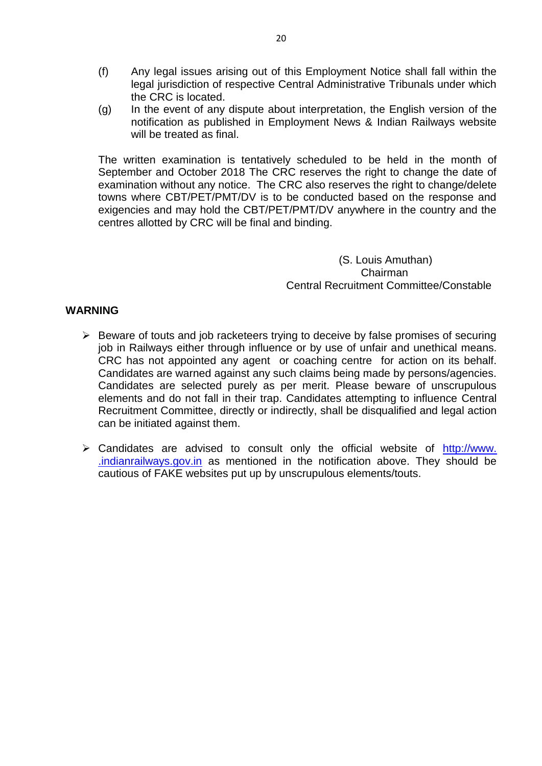(f) Any legal issues arising out of this Employment Notice shall fall within the legal jurisdiction of respective Central Administrative Tribunals under which the CRC is located.

(g) In the event of any dispute about interpretation, the English version of the notification as published in Employment News & Indian Railways website will be treated as final.

The written examination is tentatively scheduled to be held in the month of September and October 2018 The CRC reserves the right to change the date of examination without any notice. The CRC also reserves the right to change/delete towns where CBT/PET/PMT/DV is to be conducted based on the response and exigencies and may hold the CBT/PET/PMT/DV anywhere in the country and the centres allotted by CRC will be final and binding.

(S. Louis Amuthan)
Chairman
Central Recruitment Committee/Constable

**WARNING**

- Beware of touts and job racketeers trying to deceive by false promises of securing job in Railways either through influence or by use of unfair and unethical means. CRC has not appointed any agent or coaching centre for action on its behalf. Candidates are warned against any such claims being made by persons/agencies. Candidates are selected purely as per merit. Please beware of unscrupulous elements and do not fall in their trap. Candidates attempting to influence Central Recruitment Committee, directly or indirectly, shall be disqualified and legal action can be initiated against them.

- Candidates are advised to consult only the official website of http://www. .indianrailways.gov.in as mentioned in the notification above. They should be cautious of FAKE websites put up by unscrupulous elements/touts.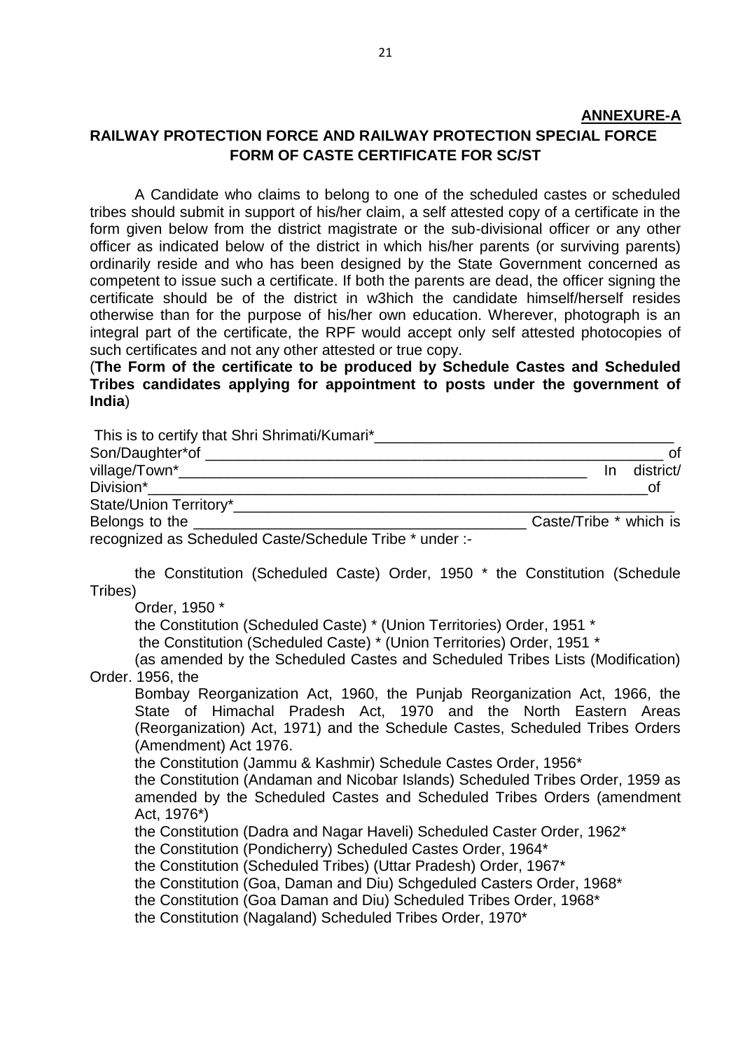**ANNEXURE-A**

## RAILWAY PROTECTION FORCE AND RAILWAY PROTECTION SPECIAL FORCE FORM OF CASTE CERTIFICATE FOR SC/ST

A Candidate who claims to belong to one of the scheduled castes or scheduled tribes should submit in support of his/her claim, a self attested copy of a certificate in the form given below from the district magistrate or the sub-divisional officer or any other officer as indicated below of the district in which his/her parents (or surviving parents) ordinarily reside and who has been designed by the State Government concerned as competent to issue such a certificate. If both the parents are dead, the officer signing the certificate should be of the district in w3hich the candidate himself/herself resides otherwise than for the purpose of his/her own education. Wherever, photograph is an integral part of the certificate, the RPF would accept only self attested photocopies of such certificates and not any other attested or true copy.

(**The Form of the certificate to be produced by Schedule Castes and Scheduled Tribes candidates applying for appointment to posts under the government of India**)

This is to certify that Shri Shrimati/Kumari*_____________________________________ Son/Daughter*of ____________________________________________________________ of village/Town*____________________________________________________ In district/ Division*_____________________________________________________________of State/Union Territory*_________________________________________________________ Belongs to the _______________________________________ Caste/Tribe * which is recognized as Scheduled Caste/Schedule Tribe * under :-

the Constitution (Scheduled Caste) Order, 1950 * the Constitution (Schedule Tribes)

Order, 1950 *

the Constitution (Scheduled Caste) * (Union Territories) Order, 1951 *

the Constitution (Scheduled Caste) * (Union Territories) Order, 1951 *

(as amended by the Scheduled Castes and Scheduled Tribes Lists (Modification) Order. 1956, the

Bombay Reorganization Act, 1960, the Punjab Reorganization Act, 1966, the State of Himachal Pradesh Act, 1970 and the North Eastern Areas (Reorganization) Act, 1971) and the Schedule Castes, Scheduled Tribes Orders (Amendment) Act 1976.

the Constitution (Jammu & Kashmir) Schedule Castes Order, 1956*

the Constitution (Andaman and Nicobar Islands) Scheduled Tribes Order, 1959 as amended by the Scheduled Castes and Scheduled Tribes Orders (amendment Act, 1976*)

the Constitution (Dadra and Nagar Haveli) Scheduled Caster Order, 1962*

the Constitution (Pondicherry) Scheduled Castes Order, 1964*

the Constitution (Scheduled Tribes) (Uttar Pradesh) Order, 1967*

the Constitution (Goa, Daman and Diu) Schgeduled Casters Order, 1968*

the Constitution (Goa Daman and Diu) Scheduled Tribes Order, 1968*

the Constitution (Nagaland) Scheduled Tribes Order, 1970*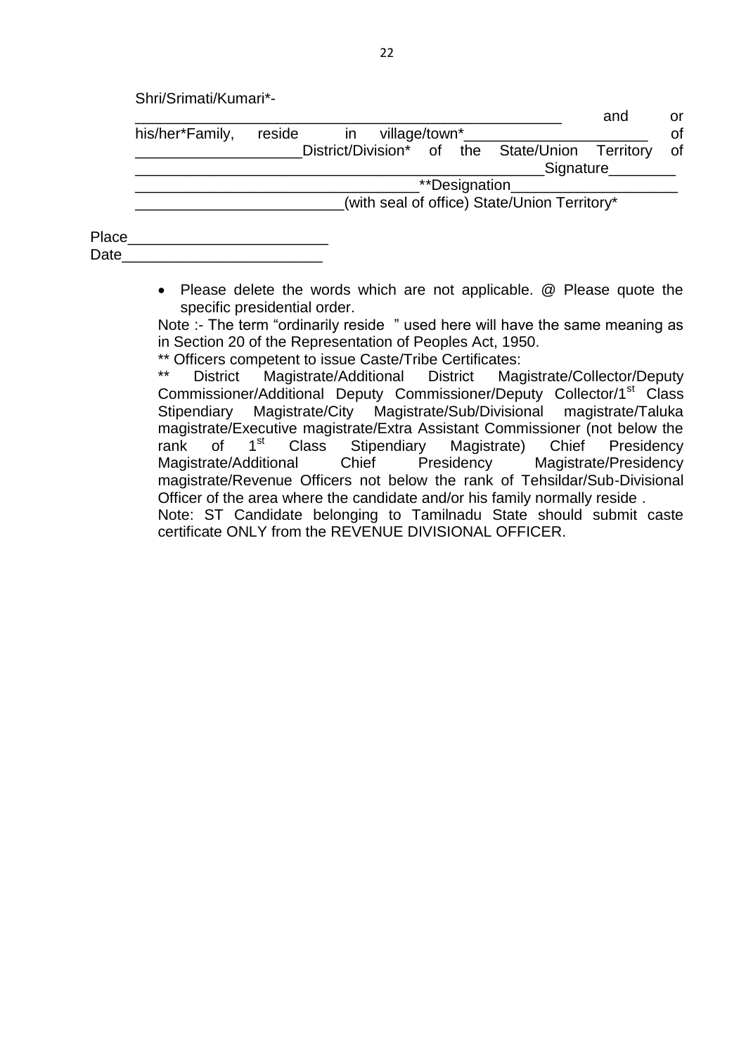Shri/Srimati/Kumari*-

_______________________________________________ and or his/her*Family, reside in village/town*______________________ of ____________________District/Division* of the State/Union Territory of ___________________________________________________Signature________

__________________________________**Designation____________________

_________________________(with seal of office) State/Union Territory*

Place________________________

Date________________________

- Please delete the words which are not applicable. @ Please quote the specific presidential order.

Note :- The term "ordinarily reside " used here will have the same meaning as in Section 20 of the Representation of Peoples Act, 1950.

** Officers competent to issue Caste/Tribe Certificates:

** District Magistrate/Additional District Magistrate/Collector/Deputy Commissioner/Additional Deputy Commissioner/Deputy Collector/1st Class Stipendiary Magistrate/City Magistrate/Sub/Divisional magistrate/Taluka magistrate/Executive magistrate/Extra Assistant Commissioner (not below the rank of 1st Class Stipendiary Magistrate) Chief Presidency Magistrate/Additional Chief Presidency Magistrate/Presidency magistrate/Revenue Officers not below the rank of Tehsildar/Sub-Divisional Officer of the area where the candidate and/or his family normally reside .

Note: ST Candidate belonging to Tamilnadu State should submit caste certificate ONLY from the REVENUE DIVISIONAL OFFICER.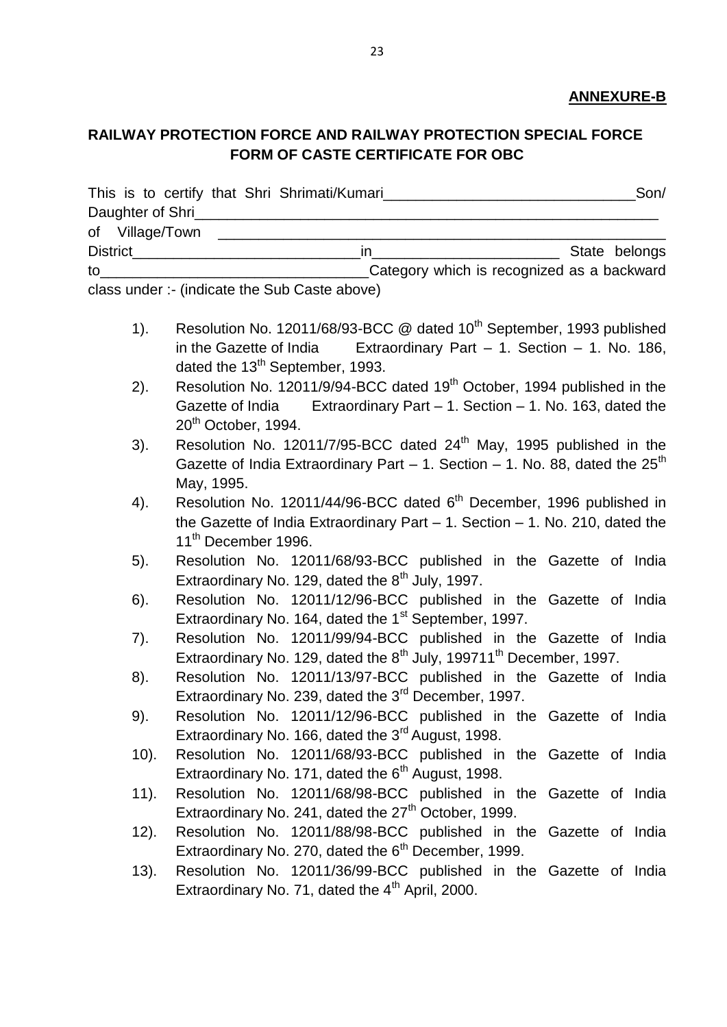**ANNEXURE-B**

## RAILWAY PROTECTION FORCE AND RAILWAY PROTECTION SPECIAL FORCE FORM OF CASTE CERTIFICATE FOR OBC

This is to certify that Shri Shrimati/Kumari_______________________________Son/ Daughter of Shri_____________________________________________________________ of Village/Town ______________________________________________________ District_____________________________in________________________ State belongs to__________________________________Category which is recognized as a backward class under :- (indicate the Sub Caste above)

1). Resolution No. 12011/68/93-BCC @ dated 10th September, 1993 published in the Gazette of India Extraordinary Part – 1. Section – 1. No. 186, dated the 13th September, 1993.

2). Resolution No. 12011/9/94-BCC dated 19th October, 1994 published in the Gazette of India Extraordinary Part – 1. Section – 1. No. 163, dated the 20th October, 1994.

3). Resolution No. 12011/7/95-BCC dated 24th May, 1995 published in the Gazette of India Extraordinary Part – 1. Section – 1. No. 88, dated the 25th May, 1995.

4). Resolution No. 12011/44/96-BCC dated 6th December, 1996 published in the Gazette of India Extraordinary Part – 1. Section – 1. No. 210, dated the 11th December 1996.

5). Resolution No. 12011/68/93-BCC published in the Gazette of India Extraordinary No. 129, dated the 8th July, 1997.

6). Resolution No. 12011/12/96-BCC published in the Gazette of India Extraordinary No. 164, dated the 1st September, 1997.

7). Resolution No. 12011/99/94-BCC published in the Gazette of India Extraordinary No. 129, dated the 8th July, 199711th December, 1997.

8). Resolution No. 12011/13/97-BCC published in the Gazette of India Extraordinary No. 239, dated the 3rd December, 1997.

9). Resolution No. 12011/12/96-BCC published in the Gazette of India Extraordinary No. 166, dated the 3rd August, 1998.

10). Resolution No. 12011/68/93-BCC published in the Gazette of India Extraordinary No. 171, dated the 6th August, 1998.

11). Resolution No. 12011/68/98-BCC published in the Gazette of India Extraordinary No. 241, dated the 27th October, 1999.

12). Resolution No. 12011/88/98-BCC published in the Gazette of India Extraordinary No. 270, dated the 6th December, 1999.

13). Resolution No. 12011/36/99-BCC published in the Gazette of India Extraordinary No. 71, dated the 4th April, 2000.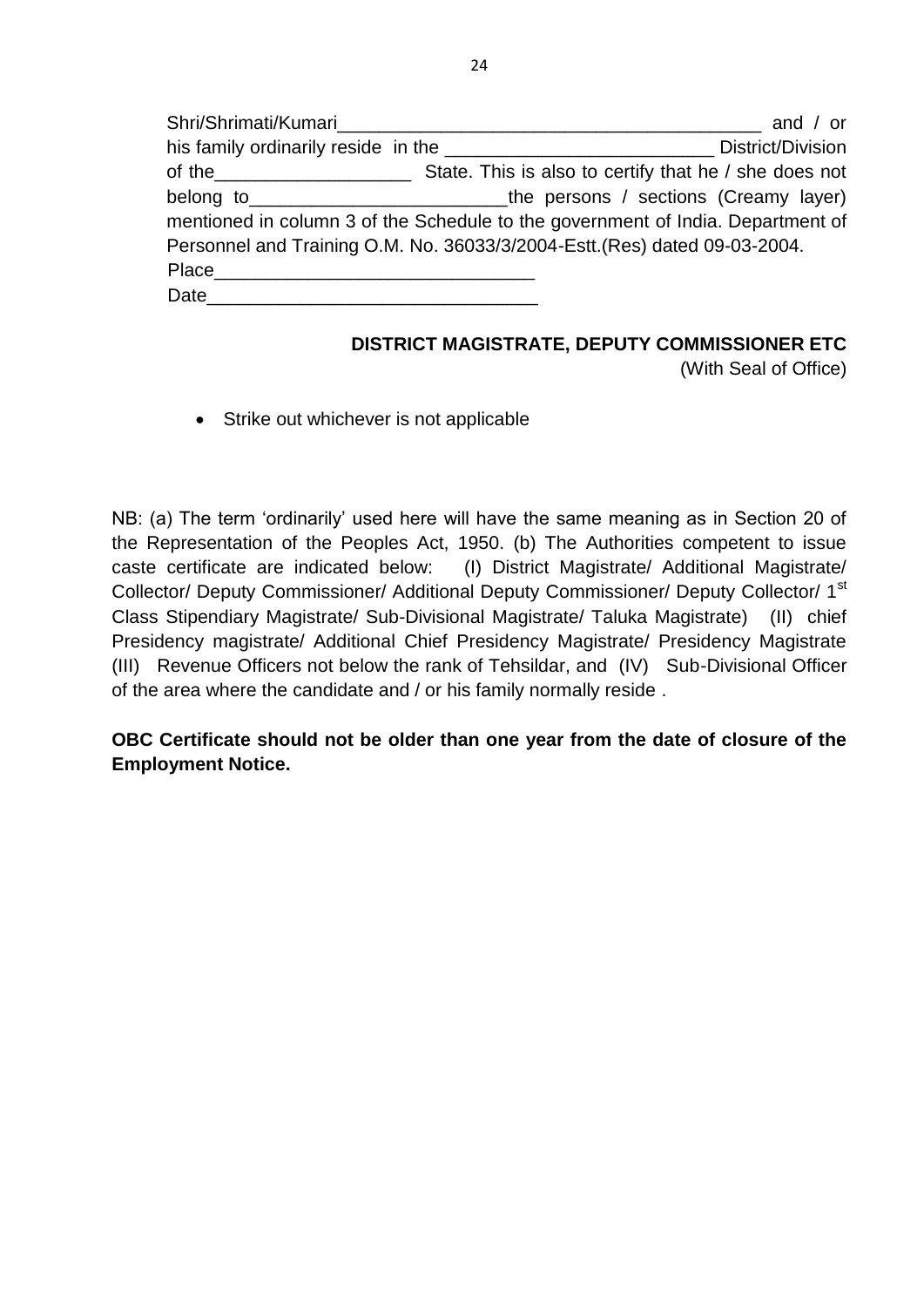Shri/Shrimati/Kumari\_\_\_\_\_\_\_\_\_\_\_\_\_\_\_\_\_\_\_\_\_\_\_\_\_\_\_\_\_\_\_\_\_\_\_\_\_\_\_\_\_\_\_ and / or his family ordinarily reside in the \_\_\_\_\_\_\_\_\_\_\_\_\_\_\_\_\_\_\_\_\_\_\_\_\_\_\_ District/Division of the\_\_\_\_\_\_\_\_\_\_\_\_\_\_\_\_\_\_\_ State. This is also to certify that he / she does not belong to\_\_\_\_\_\_\_\_\_\_\_\_\_\_\_\_\_\_\_\_\_\_\_\_\_\_the persons / sections (Creamy layer) mentioned in column 3 of the Schedule to the government of India. Department of Personnel and Training O.M. No. 36033/3/2004-Estt.(Res) dated 09-03-2004.

Place\_\_\_\_\_\_\_\_\_\_\_\_\_\_\_\_\_\_\_\_\_\_\_\_\_\_\_\_\_\_\_

Date\_\_\_\_\_\_\_\_\_\_\_\_\_\_\_\_\_\_\_\_\_\_\_\_\_\_\_\_\_\_\_\_

**DISTRICT MAGISTRATE, DEPUTY COMMISSIONER ETC**

(With Seal of Office)

- Strike out whichever is not applicable

NB: (a) The term 'ordinarily' used here will have the same meaning as in Section 20 of the Representation of the Peoples Act, 1950. (b) The Authorities competent to issue caste certificate are indicated below: (I) District Magistrate/ Additional Magistrate/ Collector/ Deputy Commissioner/ Additional Deputy Commissioner/ Deputy Collector/ 1st Class Stipendiary Magistrate/ Sub-Divisional Magistrate/ Taluka Magistrate) (II) chief Presidency magistrate/ Additional Chief Presidency Magistrate/ Presidency Magistrate (III) Revenue Officers not below the rank of Tehsildar, and (IV) Sub-Divisional Officer of the area where the candidate and / or his family normally reside .

**OBC Certificate should not be older than one year from the date of closure of the Employment Notice.**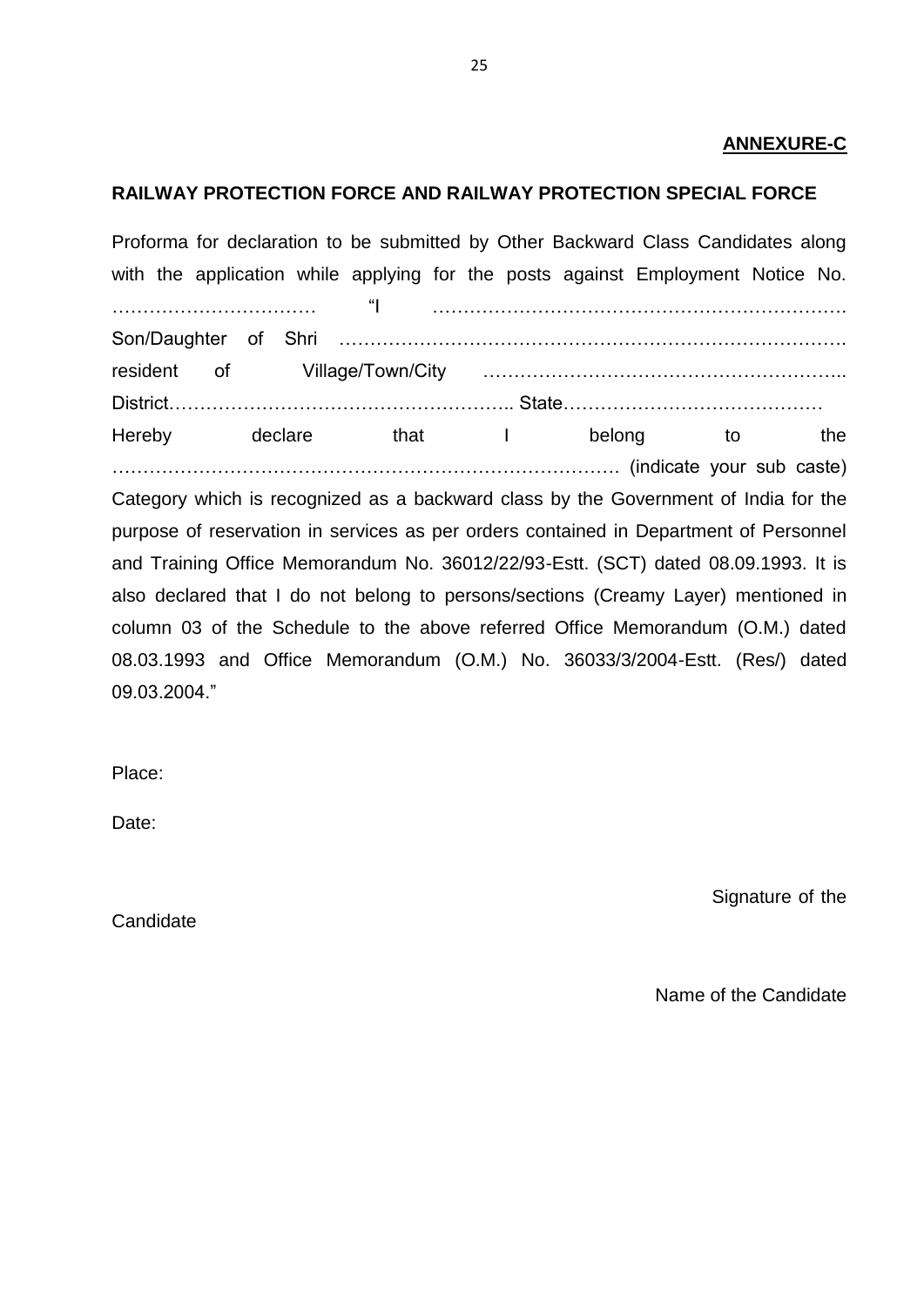**ANNEXURE-C**

**RAILWAY PROTECTION FORCE AND RAILWAY PROTECTION SPECIAL FORCE**

Proforma for declaration to be submitted by Other Backward Class Candidates along with the application while applying for the posts against Employment Notice No. …………………………… "I …………………………………………………………. Son/Daughter of Shri ………………………………………………………………….. resident of Village/Town/City ……………………………………………….. District……………………………………………….. State…………………………………… Hereby declare that I belong to the ………………………………………………………………………. (indicate your sub caste) Category which is recognized as a backward class by the Government of India for the purpose of reservation in services as per orders contained in Department of Personnel and Training Office Memorandum No. 36012/22/93-Estt. (SCT) dated 08.09.1993. It is also declared that I do not belong to persons/sections (Creamy Layer) mentioned in column 03 of the Schedule to the above referred Office Memorandum (O.M.) dated 08.03.1993 and Office Memorandum (O.M.) No. 36033/3/2004-Estt. (Res/) dated 09.03.2004."

Place:

Date:

Signature of the Candidate

Name of the Candidate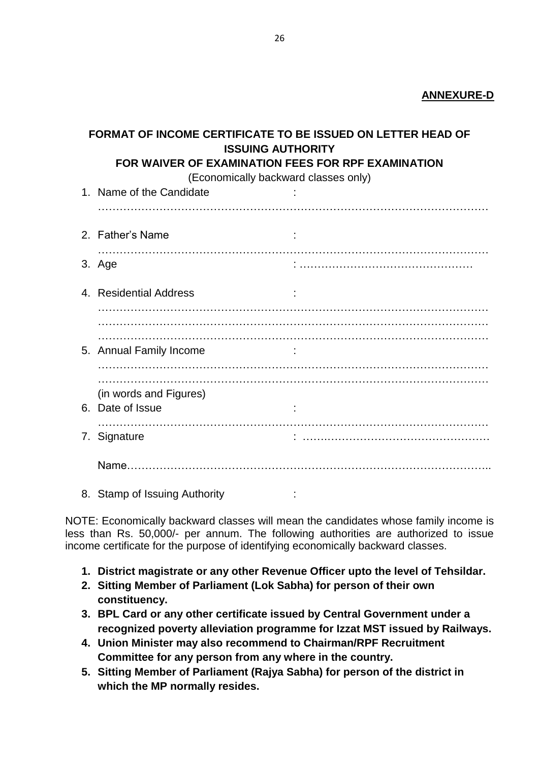**ANNEXURE-D**

## FORMAT OF INCOME CERTIFICATE TO BE ISSUED ON LETTER HEAD OF ISSUING AUTHORITY

### FOR WAIVER OF EXAMINATION FEES FOR RPF EXAMINATION

(Economically backward classes only)

1. Name of the Candidate :
   ………………………………………………………………………………………………
2. Father's Name :
   ………………………………………………………………………………………………
3. Age : ……………………………………………
4. Residential Address :
   ………………………………………………………………………………………………
   ………………………………………………………………………………………………
   ………………………………………………………………………………………………
5. Annual Family Income :
   ………………………………………………………………………………………………
   ………………………………………………………………………………………………
   (in words and Figures)
6. Date of Issue :
   ………………………………………………………………………………………………
7. Signature : ……………………………………………

   Name……………………………………………………………………………………..

8. Stamp of Issuing Authority :

NOTE: Economically backward classes will mean the candidates whose family income is less than Rs. 50,000/- per annum. The following authorities are authorized to issue income certificate for the purpose of identifying economically backward classes.

1. **District magistrate or any other Revenue Officer upto the level of Tehsildar.**
2. **Sitting Member of Parliament (Lok Sabha) for person of their own constituency.**
3. **BPL Card or any other certificate issued by Central Government under a recognized poverty alleviation programme for Izzat MST issued by Railways.**
4. **Union Minister may also recommend to Chairman/RPF Recruitment Committee for any person from any where in the country.**
5. **Sitting Member of Parliament (Rajya Sabha) for person of the district in which the MP normally resides.**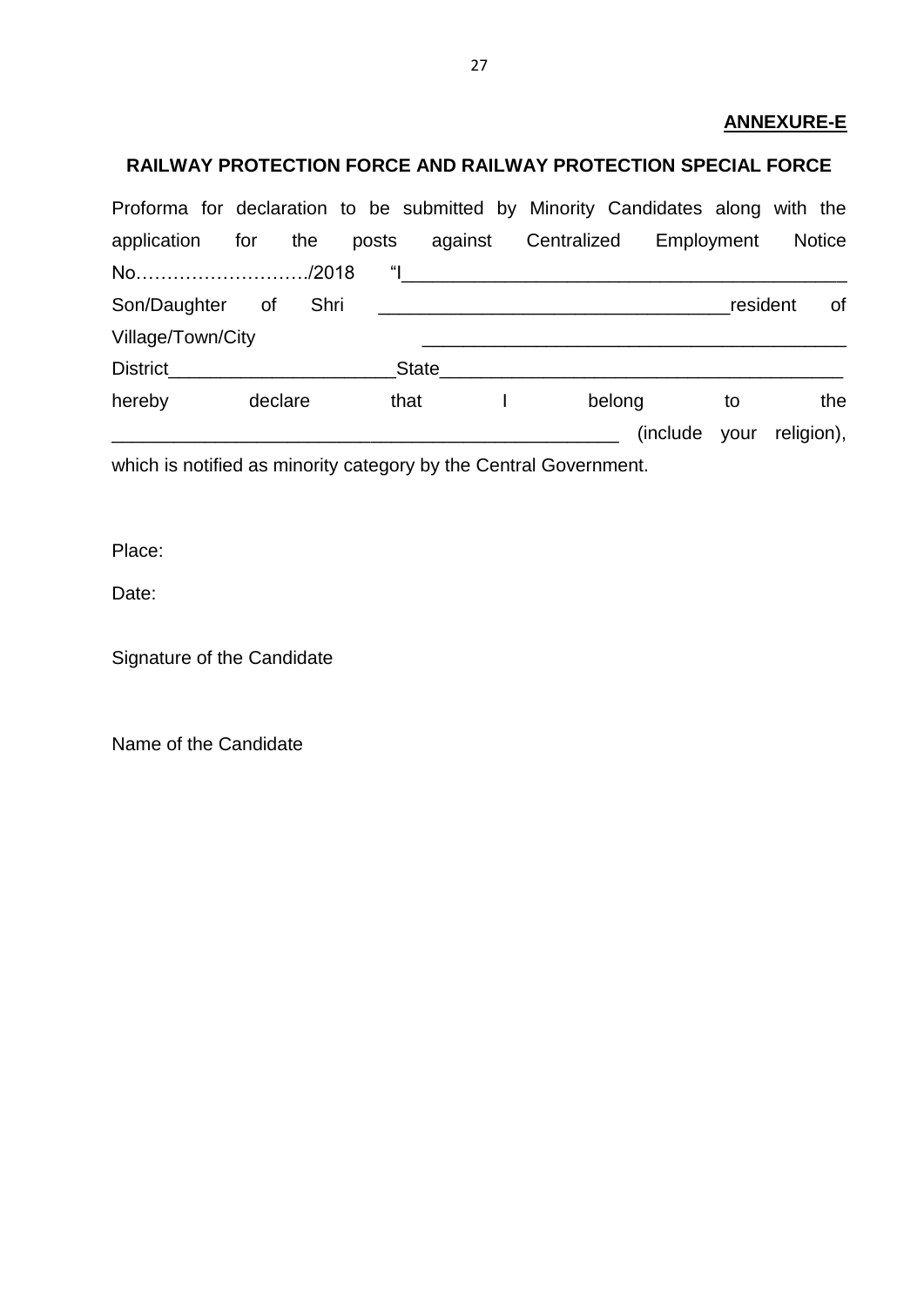**ANNEXURE-E**

**RAILWAY PROTECTION FORCE AND RAILWAY PROTECTION SPECIAL FORCE**

Proforma for declaration to be submitted by Minority Candidates along with the application for the posts against Centralized Employment Notice No………………………/2018 "I_____________________________________________ Son/Daughter of Shri __________________________________resident of Village/Town/City ________________________________________ District______________________State________________________________________ hereby declare that I belong to the __________________________________________________ (include your religion), which is notified as minority category by the Central Government.

Place:

Date:

Signature of the Candidate

Name of the Candidate